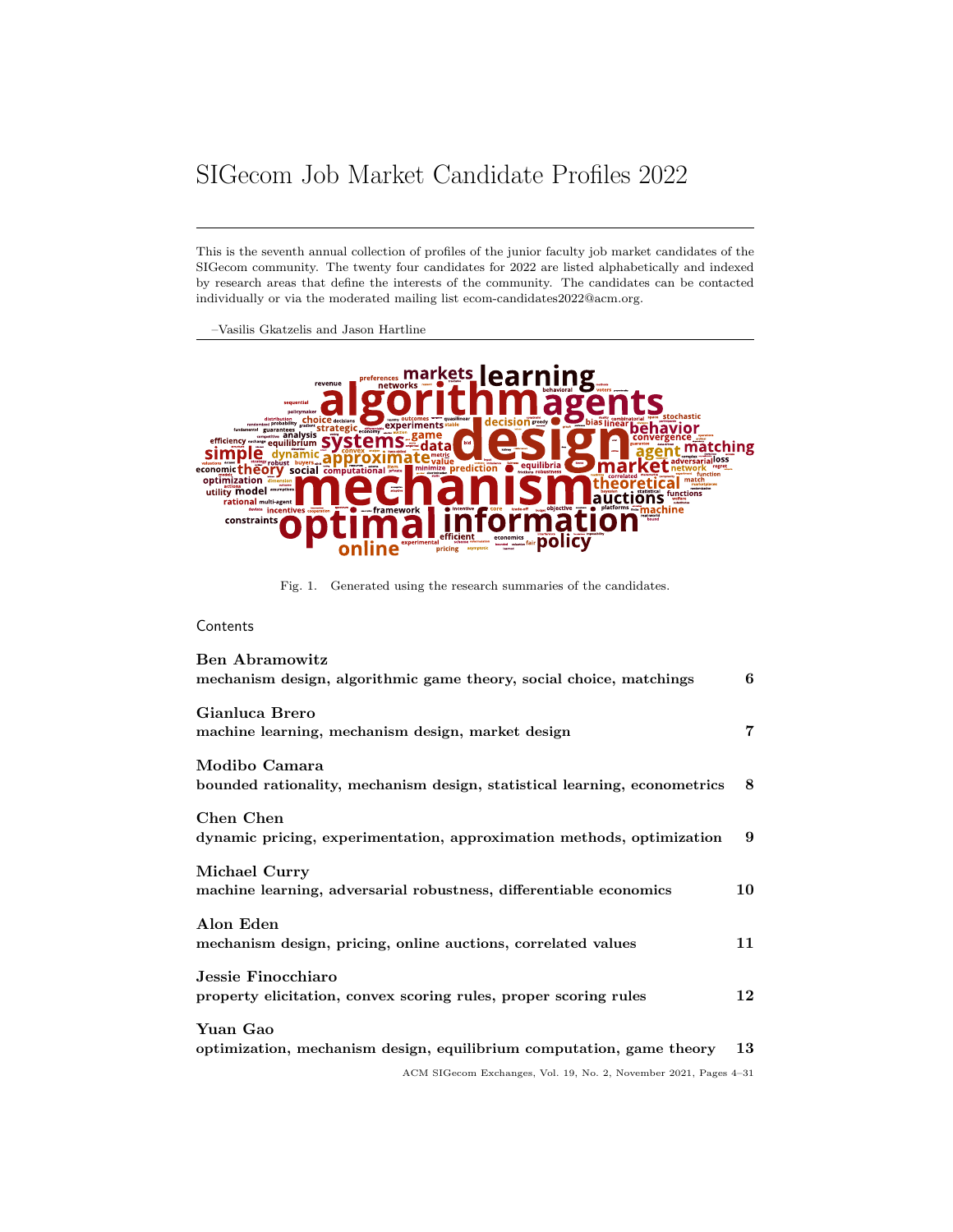# SIGecom Job Market Candidate Profiles 2022

This is the seventh annual collection of profiles of the junior faculty job market candidates of the SIGecom community. The twenty four candidates for 2022 are listed alphabetically and indexed by research areas that define the interests of the community. The candidates can be contacted individually or via the moderated mailing list ecom-candidates2022@acm.org.

–Vasilis Gkatzelis and Jason Hartline

Fig. 1. Generated using the research summaries of the candidates.

## Contents

**Ben Abramowitz**
**mechanism design, algorithmic game theory, social choice, matchings** **6**

**Gianluca Brero**
**machine learning, mechanism design, market design** **7**

**Modibo Camara**
**bounded rationality, mechanism design, statistical learning, econometrics** **8**

**Chen Chen**
**dynamic pricing, experimentation, approximation methods, optimization** **9**

**Michael Curry**
**machine learning, adversarial robustness, differentiable economics** **10**

**Alon Eden**
**mechanism design, pricing, online auctions, correlated values** **11**

**Jessie Finocchiaro**
**property elicitation, convex scoring rules, proper scoring rules** **12**

**Yuan Gao**
**optimization, mechanism design, equilibrium computation, game theory** **13**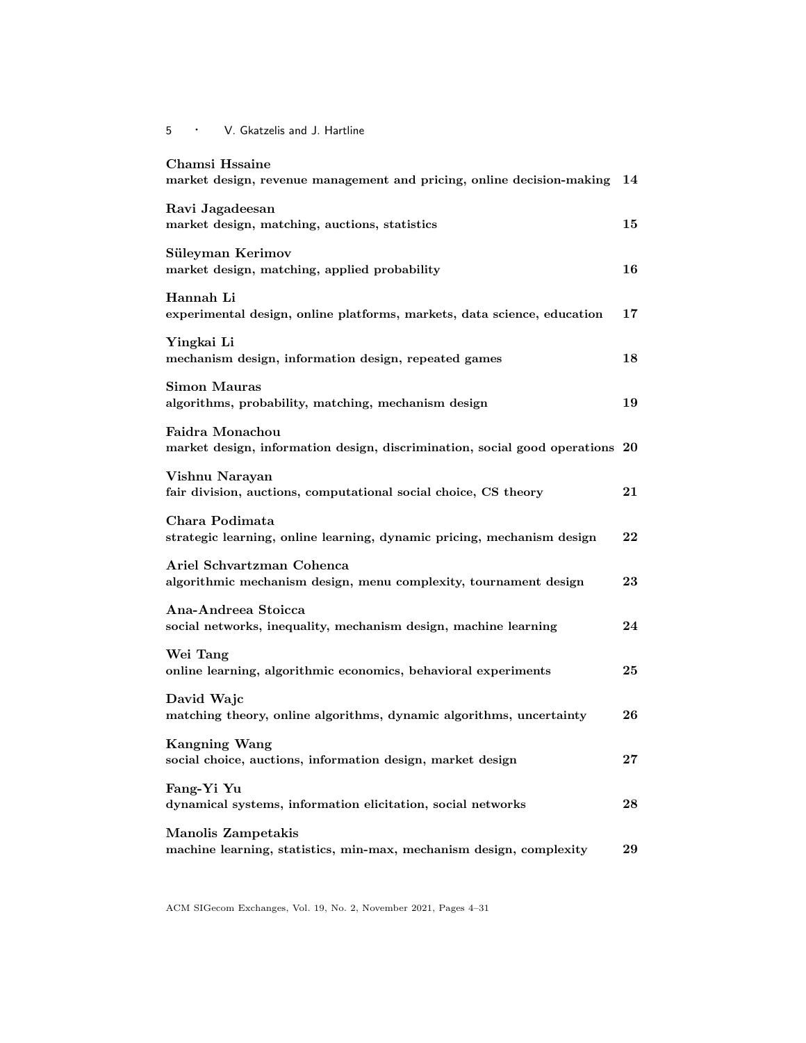**Chamsi Hssaine**
**market design, revenue management and pricing, online decision-making** **14**

**Ravi Jagadeesan**
**market design, matching, auctions, statistics** **15**

**Süleyman Kerimov**
**market design, matching, applied probability** **16**

**Hannah Li**
**experimental design, online platforms, markets, data science, education** **17**

**Yingkai Li**
**mechanism design, information design, repeated games** **18**

**Simon Mauras**
**algorithms, probability, matching, mechanism design** **19**

**Faidra Monachou**
**market design, information design, discrimination, social good operations** **20**

**Vishnu Narayan**
**fair division, auctions, computational social choice, CS theory** **21**

**Chara Podimata**
**strategic learning, online learning, dynamic pricing, mechanism design** **22**

**Ariel Schvartzman Cohenca**
**algorithmic mechanism design, menu complexity, tournament design** **23**

**Ana-Andreea Stoicca**
**social networks, inequality, mechanism design, machine learning** **24**

**Wei Tang**
**online learning, algorithmic economics, behavioral experiments** **25**

**David Wajc**
**matching theory, online algorithms, dynamic algorithms, uncertainty** **26**

**Kangning Wang**
**social choice, auctions, information design, market design** **27**

**Fang-Yi Yu**
**dynamical systems, information elicitation, social networks** **28**

**Manolis Zampetakis**
**machine learning, statistics, min-max, mechanism design, complexity** **29**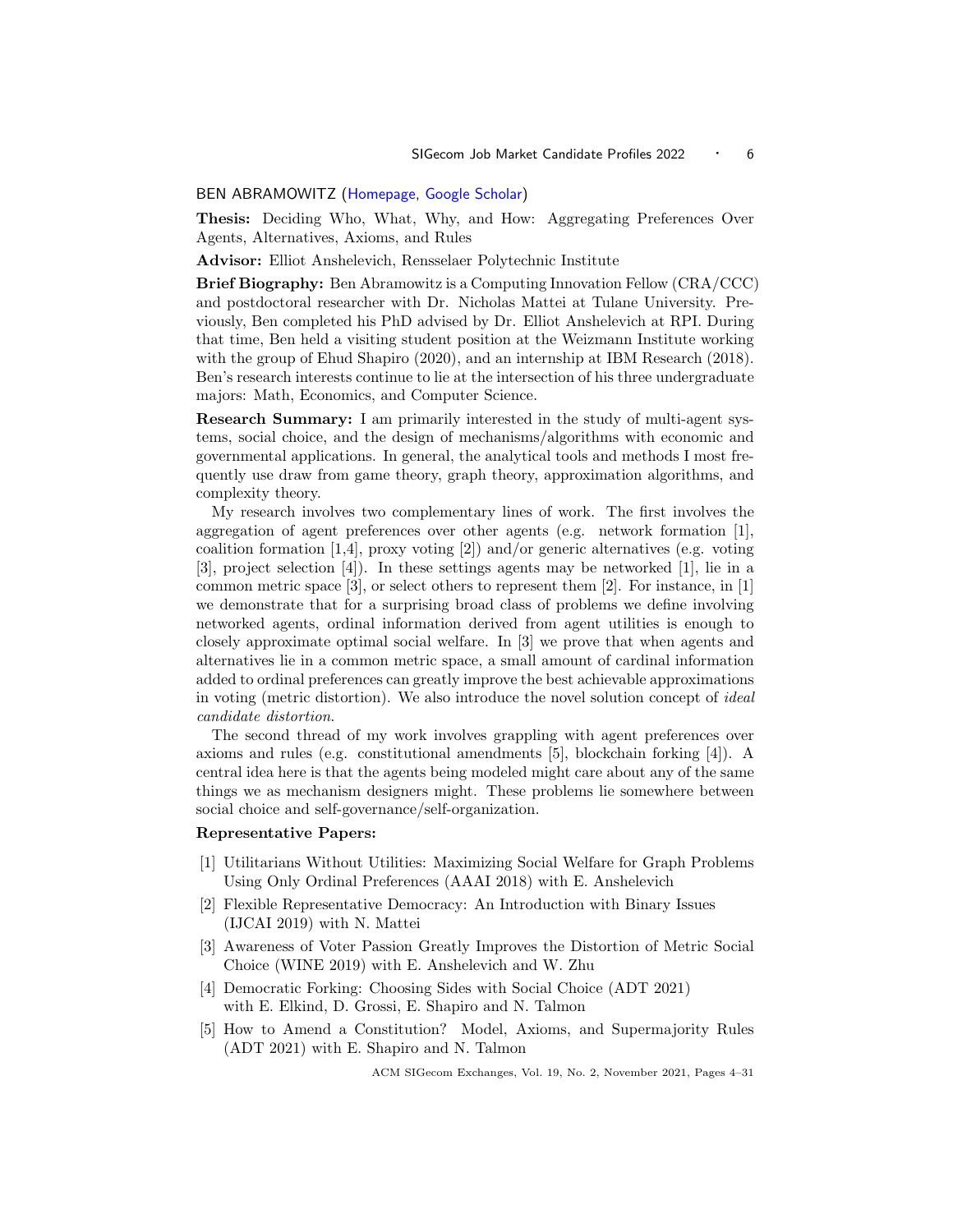## BEN ABRAMOWITZ (Homepage, Google Scholar)

**Thesis:** Deciding Who, What, Why, and How: Aggregating Preferences Over Agents, Alternatives, Axioms, and Rules

**Advisor:** Elliot Anshelevich, Rensselaer Polytechnic Institute

**Brief Biography:** Ben Abramowitz is a Computing Innovation Fellow (CRA/CCC) and postdoctoral researcher with Dr. Nicholas Mattei at Tulane University. Previously, Ben completed his PhD advised by Dr. Elliot Anshelevich at RPI. During that time, Ben held a visiting student position at the Weizmann Institute working with the group of Ehud Shapiro (2020), and an internship at IBM Research (2018). Ben's research interests continue to lie at the intersection of his three undergraduate majors: Math, Economics, and Computer Science.

**Research Summary:** I am primarily interested in the study of multi-agent systems, social choice, and the design of mechanisms/algorithms with economic and governmental applications. In general, the analytical tools and methods I most frequently use draw from game theory, graph theory, approximation algorithms, and complexity theory.

My research involves two complementary lines of work. The first involves the aggregation of agent preferences over other agents (e.g. network formation [1], coalition formation [1,4], proxy voting [2]) and/or generic alternatives (e.g. voting [3], project selection [4]). In these settings agents may be networked [1], lie in a common metric space [3], or select others to represent them [2]. For instance, in [1] we demonstrate that for a surprising broad class of problems we define involving networked agents, ordinal information derived from agent utilities is enough to closely approximate optimal social welfare. In [3] we prove that when agents and alternatives lie in a common metric space, a small amount of cardinal information added to ordinal preferences can greatly improve the best achievable approximations in voting (metric distortion). We also introduce the novel solution concept of *ideal candidate distortion*.

The second thread of my work involves grappling with agent preferences over axioms and rules (e.g. constitutional amendments [5], blockchain forking [4]). A central idea here is that the agents being modeled might care about any of the same things we as mechanism designers might. These problems lie somewhere between social choice and self-governance/self-organization.

**Representative Papers:**

[1] Utilitarians Without Utilities: Maximizing Social Welfare for Graph Problems Using Only Ordinal Preferences (AAAI 2018) with E. Anshelevich

[2] Flexible Representative Democracy: An Introduction with Binary Issues (IJCAI 2019) with N. Mattei

[3] Awareness of Voter Passion Greatly Improves the Distortion of Metric Social Choice (WINE 2019) with E. Anshelevich and W. Zhu

[4] Democratic Forking: Choosing Sides with Social Choice (ADT 2021) with E. Elkind, D. Grossi, E. Shapiro and N. Talmon

[5] How to Amend a Constitution? Model, Axioms, and Supermajority Rules (ADT 2021) with E. Shapiro and N. Talmon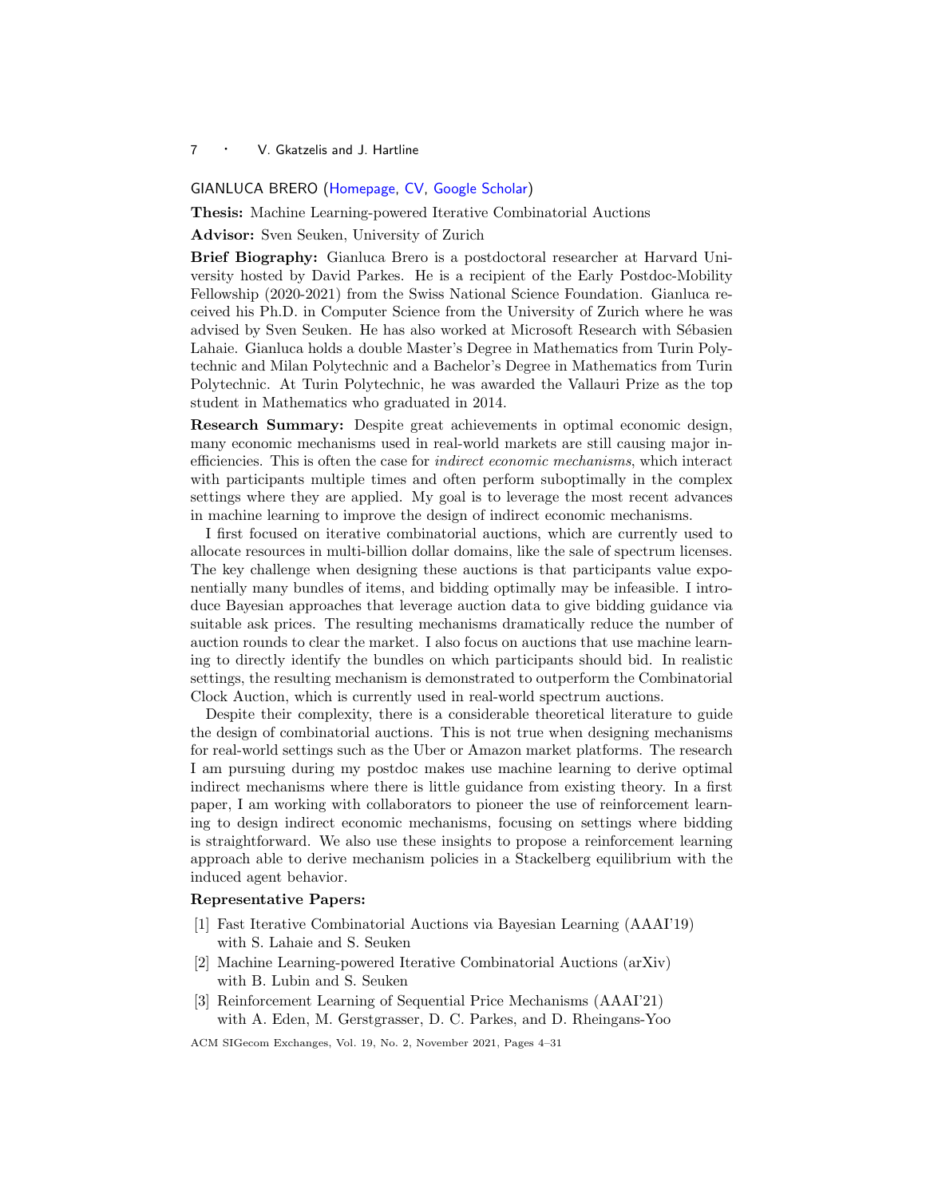## GIANLUCA BRERO (Homepage, CV, Google Scholar)

**Thesis:** Machine Learning-powered Iterative Combinatorial Auctions

**Advisor:** Sven Seuken, University of Zurich

**Brief Biography:** Gianluca Brero is a postdoctoral researcher at Harvard University hosted by David Parkes. He is a recipient of the Early Postdoc-Mobility Fellowship (2020-2021) from the Swiss National Science Foundation. Gianluca received his Ph.D. in Computer Science from the University of Zurich where he was advised by Sven Seuken. He has also worked at Microsoft Research with Sébasien Lahaie. Gianluca holds a double Master's Degree in Mathematics from Turin Polytechnic and Milan Polytechnic and a Bachelor's Degree in Mathematics from Turin Polytechnic. At Turin Polytechnic, he was awarded the Vallauri Prize as the top student in Mathematics who graduated in 2014.

**Research Summary:** Despite great achievements in optimal economic design, many economic mechanisms used in real-world markets are still causing major inefficiencies. This is often the case for *indirect economic mechanisms*, which interact with participants multiple times and often perform suboptimally in the complex settings where they are applied. My goal is to leverage the most recent advances in machine learning to improve the design of indirect economic mechanisms.

I first focused on iterative combinatorial auctions, which are currently used to allocate resources in multi-billion dollar domains, like the sale of spectrum licenses. The key challenge when designing these auctions is that participants value exponentially many bundles of items, and bidding optimally may be infeasible. I introduce Bayesian approaches that leverage auction data to give bidding guidance via suitable ask prices. The resulting mechanisms dramatically reduce the number of auction rounds to clear the market. I also focus on auctions that use machine learning to directly identify the bundles on which participants should bid. In realistic settings, the resulting mechanism is demonstrated to outperform the Combinatorial Clock Auction, which is currently used in real-world spectrum auctions.

Despite their complexity, there is a considerable theoretical literature to guide the design of combinatorial auctions. This is not true when designing mechanisms for real-world settings such as the Uber or Amazon market platforms. The research I am pursuing during my postdoc makes use machine learning to derive optimal indirect mechanisms where there is little guidance from existing theory. In a first paper, I am working with collaborators to pioneer the use of reinforcement learning to design indirect economic mechanisms, focusing on settings where bidding is straightforward. We also use these insights to propose a reinforcement learning approach able to derive mechanism policies in a Stackelberg equilibrium with the induced agent behavior.

**Representative Papers:**

[1] Fast Iterative Combinatorial Auctions via Bayesian Learning (AAAI'19) with S. Lahaie and S. Seuken

[2] Machine Learning-powered Iterative Combinatorial Auctions (arXiv) with B. Lubin and S. Seuken

[3] Reinforcement Learning of Sequential Price Mechanisms (AAAI'21) with A. Eden, M. Gerstgrasser, D. C. Parkes, and D. Rheingans-Yoo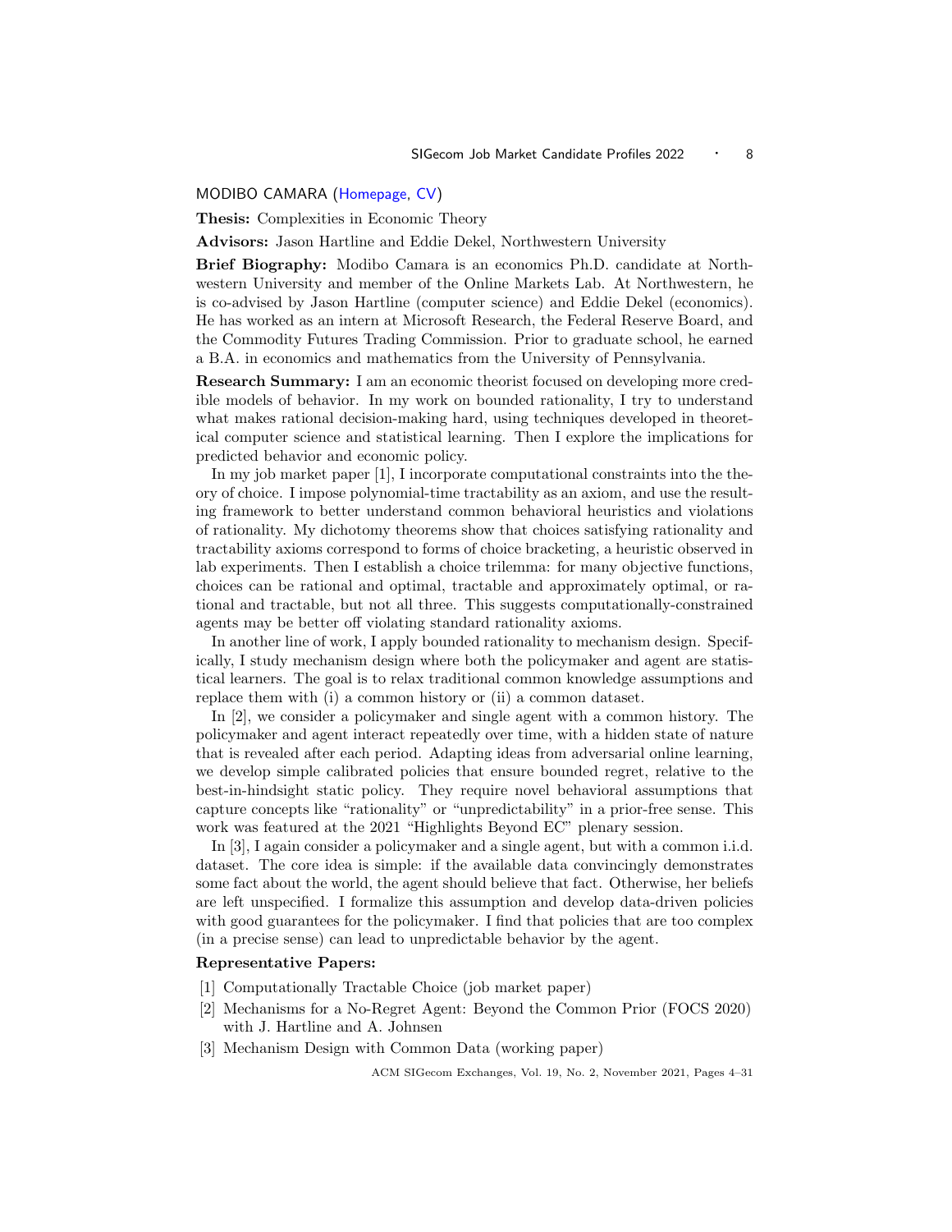MODIBO CAMARA (Homepage, CV)

**Thesis:** Complexities in Economic Theory

**Advisors:** Jason Hartline and Eddie Dekel, Northwestern University

**Brief Biography:** Modibo Camara is an economics Ph.D. candidate at Northwestern University and member of the Online Markets Lab. At Northwestern, he is co-advised by Jason Hartline (computer science) and Eddie Dekel (economics). He has worked as an intern at Microsoft Research, the Federal Reserve Board, and the Commodity Futures Trading Commission. Prior to graduate school, he earned a B.A. in economics and mathematics from the University of Pennsylvania.

**Research Summary:** I am an economic theorist focused on developing more credible models of behavior. In my work on bounded rationality, I try to understand what makes rational decision-making hard, using techniques developed in theoretical computer science and statistical learning. Then I explore the implications for predicted behavior and economic policy.

In my job market paper [1], I incorporate computational constraints into the theory of choice. I impose polynomial-time tractability as an axiom, and use the resulting framework to better understand common behavioral heuristics and violations of rationality. My dichotomy theorems show that choices satisfying rationality and tractability axioms correspond to forms of choice bracketing, a heuristic observed in lab experiments. Then I establish a choice trilemma: for many objective functions, choices can be rational and optimal, tractable and approximately optimal, or rational and tractable, but not all three. This suggests computationally-constrained agents may be better off violating standard rationality axioms.

In another line of work, I apply bounded rationality to mechanism design. Specifically, I study mechanism design where both the policymaker and agent are statistical learners. The goal is to relax traditional common knowledge assumptions and replace them with (i) a common history or (ii) a common dataset.

In [2], we consider a policymaker and single agent with a common history. The policymaker and agent interact repeatedly over time, with a hidden state of nature that is revealed after each period. Adapting ideas from adversarial online learning, we develop simple calibrated policies that ensure bounded regret, relative to the best-in-hindsight static policy. They require novel behavioral assumptions that capture concepts like "rationality" or "unpredictability" in a prior-free sense. This work was featured at the 2021 "Highlights Beyond EC" plenary session.

In [3], I again consider a policymaker and a single agent, but with a common i.i.d. dataset. The core idea is simple: if the available data convincingly demonstrates some fact about the world, the agent should believe that fact. Otherwise, her beliefs are left unspecified. I formalize this assumption and develop data-driven policies with good guarantees for the policymaker. I find that policies that are too complex (in a precise sense) can lead to unpredictable behavior by the agent.

**Representative Papers:**

[1] Computationally Tractable Choice (job market paper)

[2] Mechanisms for a No-Regret Agent: Beyond the Common Prior (FOCS 2020) with J. Hartline and A. Johnsen

[3] Mechanism Design with Common Data (working paper)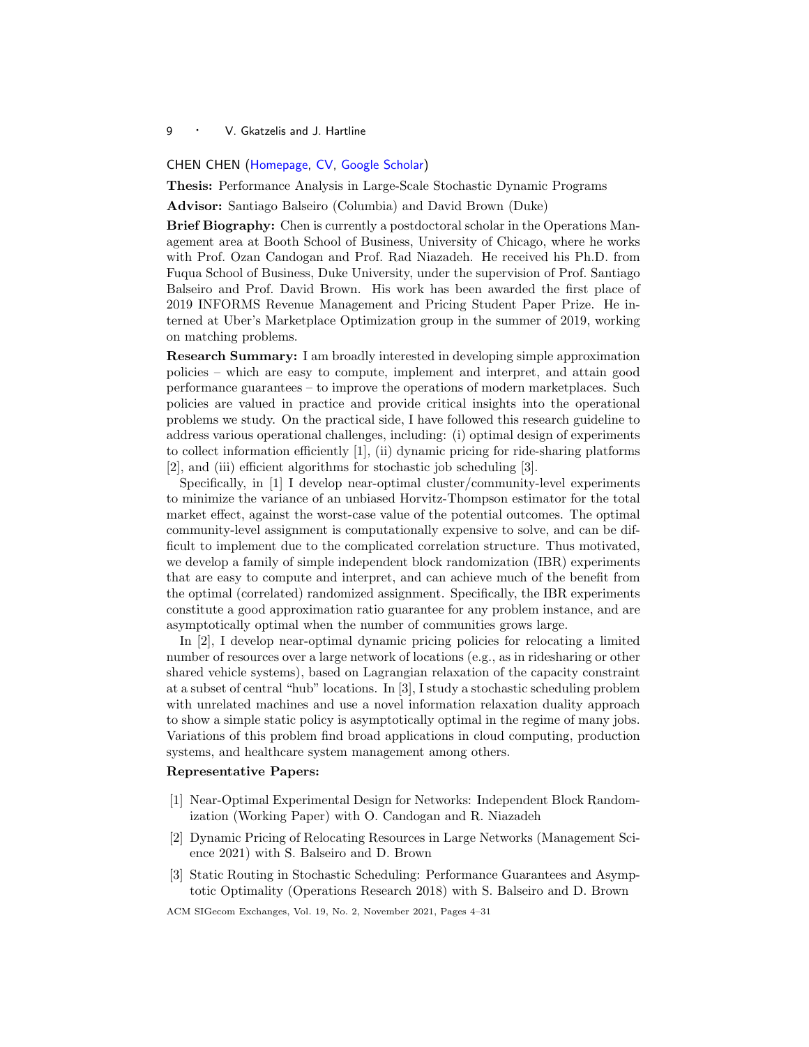## CHEN CHEN (Homepage, CV, Google Scholar)

**Thesis:** Performance Analysis in Large-Scale Stochastic Dynamic Programs

**Advisor:** Santiago Balseiro (Columbia) and David Brown (Duke)

**Brief Biography:** Chen is currently a postdoctoral scholar in the Operations Management area at Booth School of Business, University of Chicago, where he works with Prof. Ozan Candogan and Prof. Rad Niazadeh. He received his Ph.D. from Fuqua School of Business, Duke University, under the supervision of Prof. Santiago Balseiro and Prof. David Brown. His work has been awarded the first place of 2019 INFORMS Revenue Management and Pricing Student Paper Prize. He interned at Uber's Marketplace Optimization group in the summer of 2019, working on matching problems.

**Research Summary:** I am broadly interested in developing simple approximation policies – which are easy to compute, implement and interpret, and attain good performance guarantees – to improve the operations of modern marketplaces. Such policies are valued in practice and provide critical insights into the operational problems we study. On the practical side, I have followed this research guideline to address various operational challenges, including: (i) optimal design of experiments to collect information efficiently [1], (ii) dynamic pricing for ride-sharing platforms [2], and (iii) efficient algorithms for stochastic job scheduling [3].

Specifically, in [1] I develop near-optimal cluster/community-level experiments to minimize the variance of an unbiased Horvitz-Thompson estimator for the total market effect, against the worst-case value of the potential outcomes. The optimal community-level assignment is computationally expensive to solve, and can be difficult to implement due to the complicated correlation structure. Thus motivated, we develop a family of simple independent block randomization (IBR) experiments that are easy to compute and interpret, and can achieve much of the benefit from the optimal (correlated) randomized assignment. Specifically, the IBR experiments constitute a good approximation ratio guarantee for any problem instance, and are asymptotically optimal when the number of communities grows large.

In [2], I develop near-optimal dynamic pricing policies for relocating a limited number of resources over a large network of locations (e.g., as in ridesharing or other shared vehicle systems), based on Lagrangian relaxation of the capacity constraint at a subset of central "hub" locations. In [3], I study a stochastic scheduling problem with unrelated machines and use a novel information relaxation duality approach to show a simple static policy is asymptotically optimal in the regime of many jobs. Variations of this problem find broad applications in cloud computing, production systems, and healthcare system management among others.

**Representative Papers:**

[1] Near-Optimal Experimental Design for Networks: Independent Block Randomization (Working Paper) with O. Candogan and R. Niazadeh

[2] Dynamic Pricing of Relocating Resources in Large Networks (Management Science 2021) with S. Balseiro and D. Brown

[3] Static Routing in Stochastic Scheduling: Performance Guarantees and Asymptotic Optimality (Operations Research 2018) with S. Balseiro and D. Brown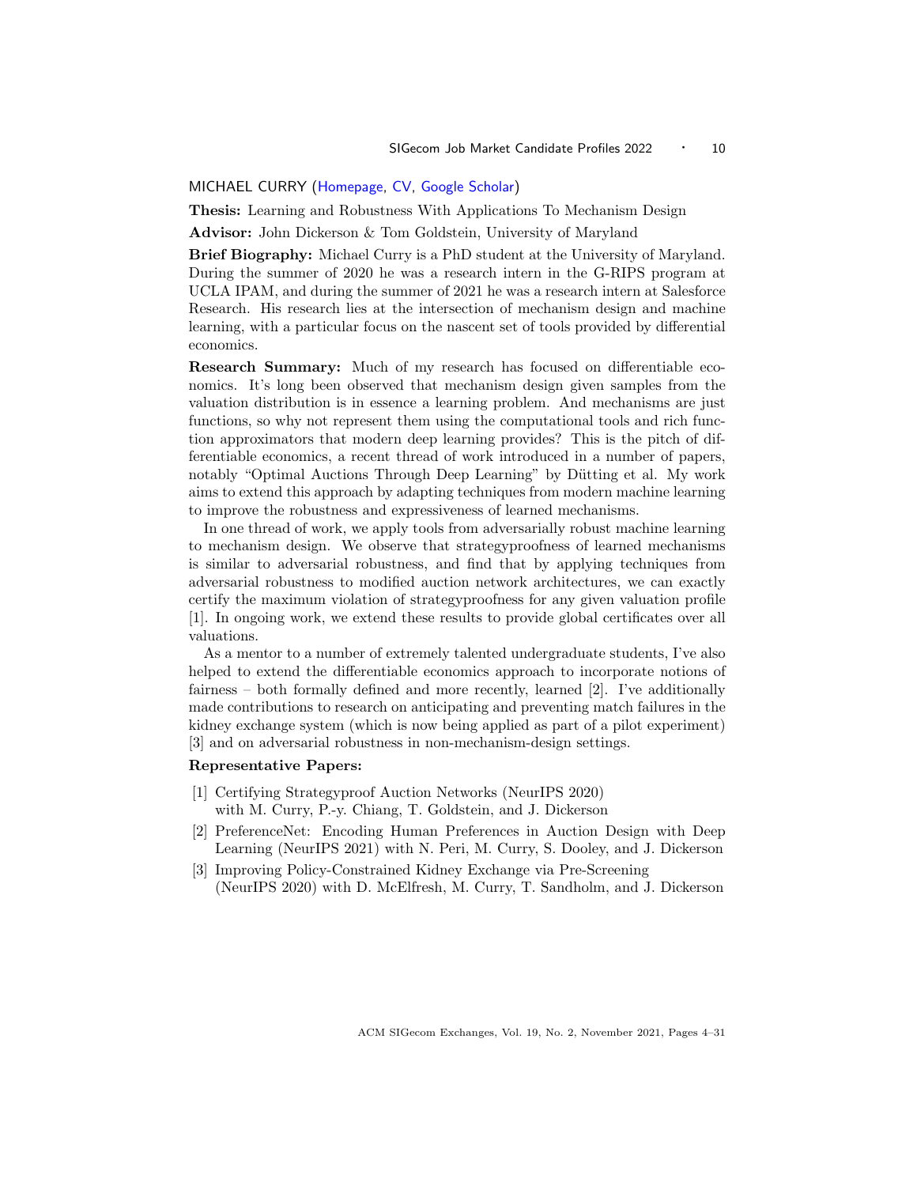## MICHAEL CURRY (Homepage, CV, Google Scholar)

**Thesis:** Learning and Robustness With Applications To Mechanism Design

**Advisor:** John Dickerson & Tom Goldstein, University of Maryland

**Brief Biography:** Michael Curry is a PhD student at the University of Maryland. During the summer of 2020 he was a research intern in the G-RIPS program at UCLA IPAM, and during the summer of 2021 he was a research intern at Salesforce Research. His research lies at the intersection of mechanism design and machine learning, with a particular focus on the nascent set of tools provided by differential economics.

**Research Summary:** Much of my research has focused on differentiable economics. It's long been observed that mechanism design given samples from the valuation distribution is in essence a learning problem. And mechanisms are just functions, so why not represent them using the computational tools and rich function approximators that modern deep learning provides? This is the pitch of differentiable economics, a recent thread of work introduced in a number of papers, notably "Optimal Auctions Through Deep Learning" by Dütting et al. My work aims to extend this approach by adapting techniques from modern machine learning to improve the robustness and expressiveness of learned mechanisms.

In one thread of work, we apply tools from adversarially robust machine learning to mechanism design. We observe that strategyproofness of learned mechanisms is similar to adversarial robustness, and find that by applying techniques from adversarial robustness to modified auction network architectures, we can exactly certify the maximum violation of strategyproofness for any given valuation profile [1]. In ongoing work, we extend these results to provide global certificates over all valuations.

As a mentor to a number of extremely talented undergraduate students, I've also helped to extend the differentiable economics approach to incorporate notions of fairness – both formally defined and more recently, learned [2]. I've additionally made contributions to research on anticipating and preventing match failures in the kidney exchange system (which is now being applied as part of a pilot experiment) [3] and on adversarial robustness in non-mechanism-design settings.

**Representative Papers:**

[1] Certifying Strategyproof Auction Networks (NeurIPS 2020) with M. Curry, P.-y. Chiang, T. Goldstein, and J. Dickerson

[2] PreferenceNet: Encoding Human Preferences in Auction Design with Deep Learning (NeurIPS 2021) with N. Peri, M. Curry, S. Dooley, and J. Dickerson

[3] Improving Policy-Constrained Kidney Exchange via Pre-Screening (NeurIPS 2020) with D. McElfresh, M. Curry, T. Sandholm, and J. Dickerson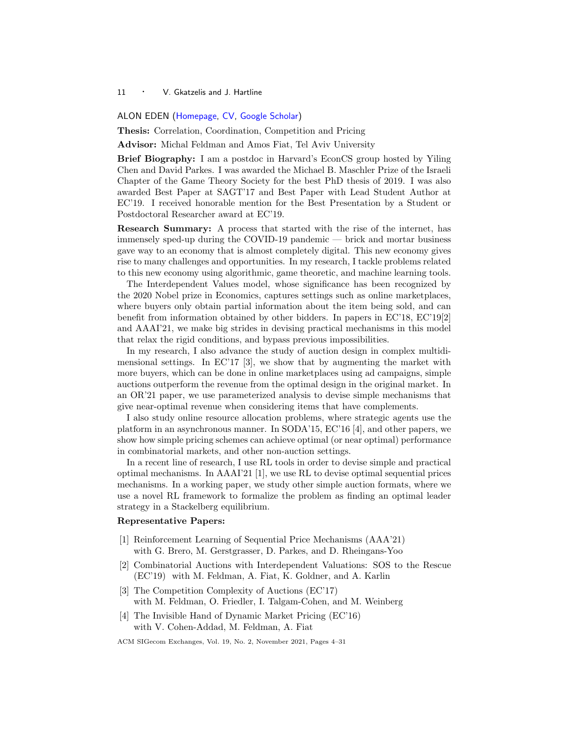ALON EDEN (Homepage, CV, Google Scholar)

**Thesis:** Correlation, Coordination, Competition and Pricing

**Advisor:** Michal Feldman and Amos Fiat, Tel Aviv University

**Brief Biography:** I am a postdoc in Harvard's EconCS group hosted by Yiling Chen and David Parkes. I was awarded the Michael B. Maschler Prize of the Israeli Chapter of the Game Theory Society for the best PhD thesis of 2019. I was also awarded Best Paper at SAGT'17 and Best Paper with Lead Student Author at EC'19. I received honorable mention for the Best Presentation by a Student or Postdoctoral Researcher award at EC'19.

**Research Summary:** A process that started with the rise of the internet, has immensely sped-up during the COVID-19 pandemic — brick and mortar business gave way to an economy that is almost completely digital. This new economy gives rise to many challenges and opportunities. In my research, I tackle problems related to this new economy using algorithmic, game theoretic, and machine learning tools.

The Interdependent Values model, whose significance has been recognized by the 2020 Nobel prize in Economics, captures settings such as online marketplaces, where buyers only obtain partial information about the item being sold, and can benefit from information obtained by other bidders. In papers in EC'18, EC'19[2] and AAAI'21, we make big strides in devising practical mechanisms in this model that relax the rigid conditions, and bypass previous impossibilities.

In my research, I also advance the study of auction design in complex multidimensional settings. In EC'17 [3], we show that by augmenting the market with more buyers, which can be done in online marketplaces using ad campaigns, simple auctions outperform the revenue from the optimal design in the original market. In an OR'21 paper, we use parameterized analysis to devise simple mechanisms that give near-optimal revenue when considering items that have complements.

I also study online resource allocation problems, where strategic agents use the platform in an asynchronous manner. In SODA'15, EC'16 [4], and other papers, we show how simple pricing schemes can achieve optimal (or near optimal) performance in combinatorial markets, and other non-auction settings.

In a recent line of research, I use RL tools in order to devise simple and practical optimal mechanisms. In AAAI'21 [1], we use RL to devise optimal sequential prices mechanisms. In a working paper, we study other simple auction formats, where we use a novel RL framework to formalize the problem as finding an optimal leader strategy in a Stackelberg equilibrium.

**Representative Papers:**

[1] Reinforcement Learning of Sequential Price Mechanisms (AAA'21) with G. Brero, M. Gerstgrasser, D. Parkes, and D. Rheingans-Yoo

[2] Combinatorial Auctions with Interdependent Valuations: SOS to the Rescue (EC'19) with M. Feldman, A. Fiat, K. Goldner, and A. Karlin

[3] The Competition Complexity of Auctions (EC'17) with M. Feldman, O. Friedler, I. Talgam-Cohen, and M. Weinberg

[4] The Invisible Hand of Dynamic Market Pricing (EC'16) with V. Cohen-Addad, M. Feldman, A. Fiat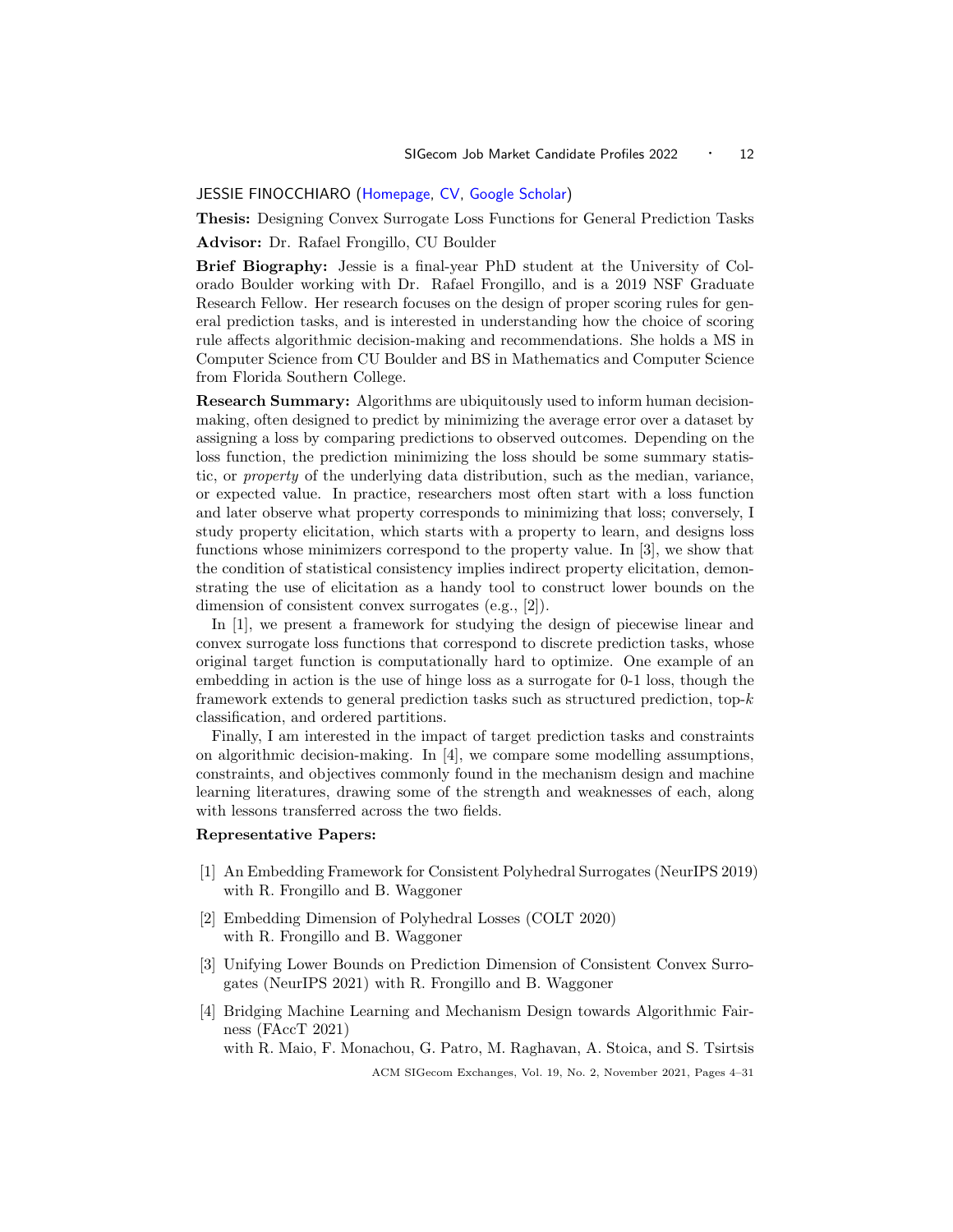## JESSIE FINOCCHIARO (Homepage, CV, Google Scholar)

**Thesis:** Designing Convex Surrogate Loss Functions for General Prediction Tasks

**Advisor:** Dr. Rafael Frongillo, CU Boulder

**Brief Biography:** Jessie is a final-year PhD student at the University of Colorado Boulder working with Dr. Rafael Frongillo, and is a 2019 NSF Graduate Research Fellow. Her research focuses on the design of proper scoring rules for general prediction tasks, and is interested in understanding how the choice of scoring rule affects algorithmic decision-making and recommendations. She holds a MS in Computer Science from CU Boulder and BS in Mathematics and Computer Science from Florida Southern College.

**Research Summary:** Algorithms are ubiquitously used to inform human decision-making, often designed to predict by minimizing the average error over a dataset by assigning a loss by comparing predictions to observed outcomes. Depending on the loss function, the prediction minimizing the loss should be some summary statistic, or *property* of the underlying data distribution, such as the median, variance, or expected value. In practice, researchers most often start with a loss function and later observe what property corresponds to minimizing that loss; conversely, I study property elicitation, which starts with a property to learn, and designs loss functions whose minimizers correspond to the property value. In [3], we show that the condition of statistical consistency implies indirect property elicitation, demonstrating the use of elicitation as a handy tool to construct lower bounds on the dimension of consistent convex surrogates (e.g., [2]).

In [1], we present a framework for studying the design of piecewise linear and convex surrogate loss functions that correspond to discrete prediction tasks, whose original target function is computationally hard to optimize. One example of an embedding in action is the use of hinge loss as a surrogate for 0-1 loss, though the framework extends to general prediction tasks such as structured prediction, top-$k$ classification, and ordered partitions.

Finally, I am interested in the impact of target prediction tasks and constraints on algorithmic decision-making. In [4], we compare some modelling assumptions, constraints, and objectives commonly found in the mechanism design and machine learning literatures, drawing some of the strength and weaknesses of each, along with lessons transferred across the two fields.

**Representative Papers:**

[1] An Embedding Framework for Consistent Polyhedral Surrogates (NeurIPS 2019) with R. Frongillo and B. Waggoner

[2] Embedding Dimension of Polyhedral Losses (COLT 2020) with R. Frongillo and B. Waggoner

[3] Unifying Lower Bounds on Prediction Dimension of Consistent Convex Surrogates (NeurIPS 2021) with R. Frongillo and B. Waggoner

[4] Bridging Machine Learning and Mechanism Design towards Algorithmic Fairness (FAccT 2021) with R. Maio, F. Monachou, G. Patro, M. Raghavan, A. Stoica, and S. Tsirtsis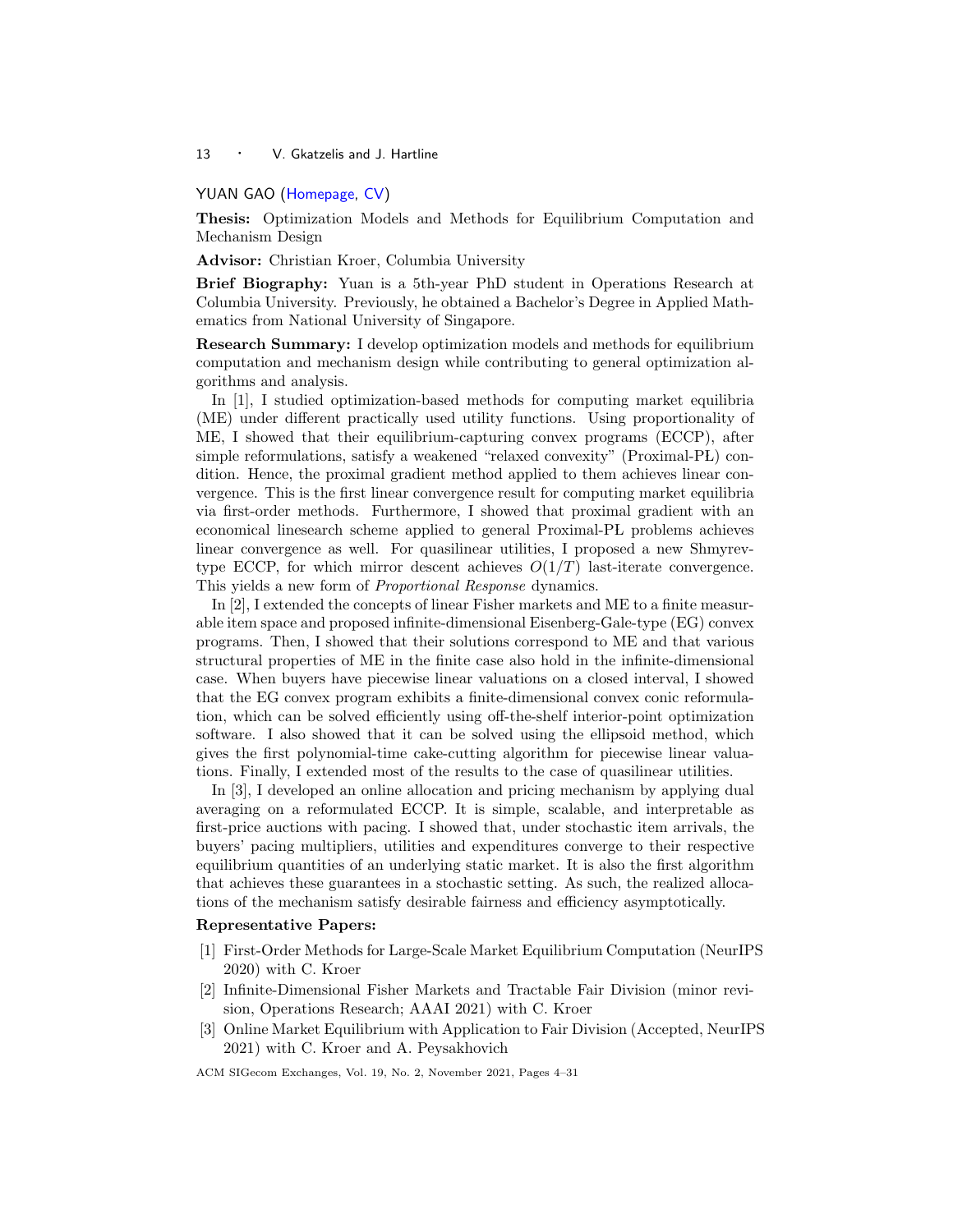## YUAN GAO (Homepage, CV)

**Thesis:** Optimization Models and Methods for Equilibrium Computation and Mechanism Design

**Advisor:** Christian Kroer, Columbia University

**Brief Biography:** Yuan is a 5th-year PhD student in Operations Research at Columbia University. Previously, he obtained a Bachelor's Degree in Applied Mathematics from National University of Singapore.

**Research Summary:** I develop optimization models and methods for equilibrium computation and mechanism design while contributing to general optimization algorithms and analysis.

In [1], I studied optimization-based methods for computing market equilibria (ME) under different practically used utility functions. Using proportionality of ME, I showed that their equilibrium-capturing convex programs (ECCP), after simple reformulations, satisfy a weakened "relaxed convexity" (Proximal-PŁ) condition. Hence, the proximal gradient method applied to them achieves linear convergence. This is the first linear convergence result for computing market equilibria via first-order methods. Furthermore, I showed that proximal gradient with an economical linesearch scheme applied to general Proximal-PŁ problems achieves linear convergence as well. For quasilinear utilities, I proposed a new Shmyrev-type ECCP, for which mirror descent achieves $O(1/T)$ last-iterate convergence. This yields a new form of *Proportional Response* dynamics.

In [2], I extended the concepts of linear Fisher markets and ME to a finite measurable item space and proposed infinite-dimensional Eisenberg-Gale-type (EG) convex programs. Then, I showed that their solutions correspond to ME and that various structural properties of ME in the finite case also hold in the infinite-dimensional case. When buyers have piecewise linear valuations on a closed interval, I showed that the EG convex program exhibits a finite-dimensional convex conic reformulation, which can be solved efficiently using off-the-shelf interior-point optimization software. I also showed that it can be solved using the ellipsoid method, which gives the first polynomial-time cake-cutting algorithm for piecewise linear valuations. Finally, I extended most of the results to the case of quasilinear utilities.

In [3], I developed an online allocation and pricing mechanism by applying dual averaging on a reformulated ECCP. It is simple, scalable, and interpretable as first-price auctions with pacing. I showed that, under stochastic item arrivals, the buyers' pacing multipliers, utilities and expenditures converge to their respective equilibrium quantities of an underlying static market. It is also the first algorithm that achieves these guarantees in a stochastic setting. As such, the realized allocations of the mechanism satisfy desirable fairness and efficiency asymptotically.

**Representative Papers:**

[1] First-Order Methods for Large-Scale Market Equilibrium Computation (NeurIPS 2020) with C. Kroer

[2] Infinite-Dimensional Fisher Markets and Tractable Fair Division (minor revision, Operations Research; AAAI 2021) with C. Kroer

[3] Online Market Equilibrium with Application to Fair Division (Accepted, NeurIPS 2021) with C. Kroer and A. Peysakhovich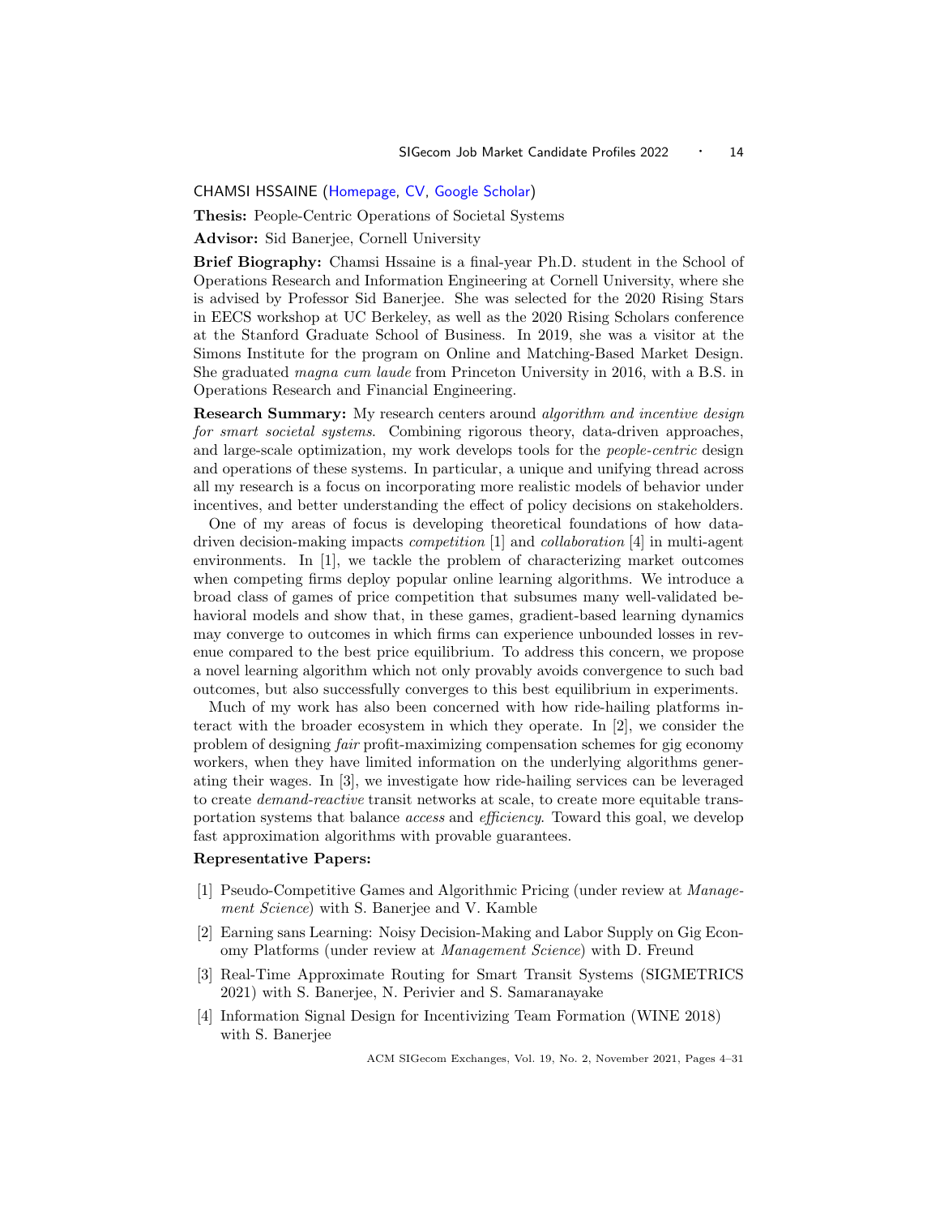CHAMSI HSSAINE (Homepage, CV, Google Scholar)

**Thesis:** People-Centric Operations of Societal Systems

**Advisor:** Sid Banerjee, Cornell University

**Brief Biography:** Chamsi Hssaine is a final-year Ph.D. student in the School of Operations Research and Information Engineering at Cornell University, where she is advised by Professor Sid Banerjee. She was selected for the 2020 Rising Stars in EECS workshop at UC Berkeley, as well as the 2020 Rising Scholars conference at the Stanford Graduate School of Business. In 2019, she was a visitor at the Simons Institute for the program on Online and Matching-Based Market Design. She graduated *magna cum laude* from Princeton University in 2016, with a B.S. in Operations Research and Financial Engineering.

**Research Summary:** My research centers around *algorithm and incentive design for smart societal systems*. Combining rigorous theory, data-driven approaches, and large-scale optimization, my work develops tools for the *people-centric* design and operations of these systems. In particular, a unique and unifying thread across all my research is a focus on incorporating more realistic models of behavior under incentives, and better understanding the effect of policy decisions on stakeholders.

One of my areas of focus is developing theoretical foundations of how data-driven decision-making impacts *competition* [1] and *collaboration* [4] in multi-agent environments. In [1], we tackle the problem of characterizing market outcomes when competing firms deploy popular online learning algorithms. We introduce a broad class of games of price competition that subsumes many well-validated behavioral models and show that, in these games, gradient-based learning dynamics may converge to outcomes in which firms can experience unbounded losses in revenue compared to the best price equilibrium. To address this concern, we propose a novel learning algorithm which not only provably avoids convergence to such bad outcomes, but also successfully converges to this best equilibrium in experiments.

Much of my work has also been concerned with how ride-hailing platforms interact with the broader ecosystem in which they operate. In [2], we consider the problem of designing *fair* profit-maximizing compensation schemes for gig economy workers, when they have limited information on the underlying algorithms generating their wages. In [3], we investigate how ride-hailing services can be leveraged to create *demand-reactive* transit networks at scale, to create more equitable transportation systems that balance *access* and *efficiency*. Toward this goal, we develop fast approximation algorithms with provable guarantees.

**Representative Papers:**

[1] Pseudo-Competitive Games and Algorithmic Pricing (under review at *Management Science*) with S. Banerjee and V. Kamble

[2] Earning sans Learning: Noisy Decision-Making and Labor Supply on Gig Economy Platforms (under review at *Management Science*) with D. Freund

[3] Real-Time Approximate Routing for Smart Transit Systems (SIGMETRICS 2021) with S. Banerjee, N. Perivier and S. Samaranayake

[4] Information Signal Design for Incentivizing Team Formation (WINE 2018) with S. Banerjee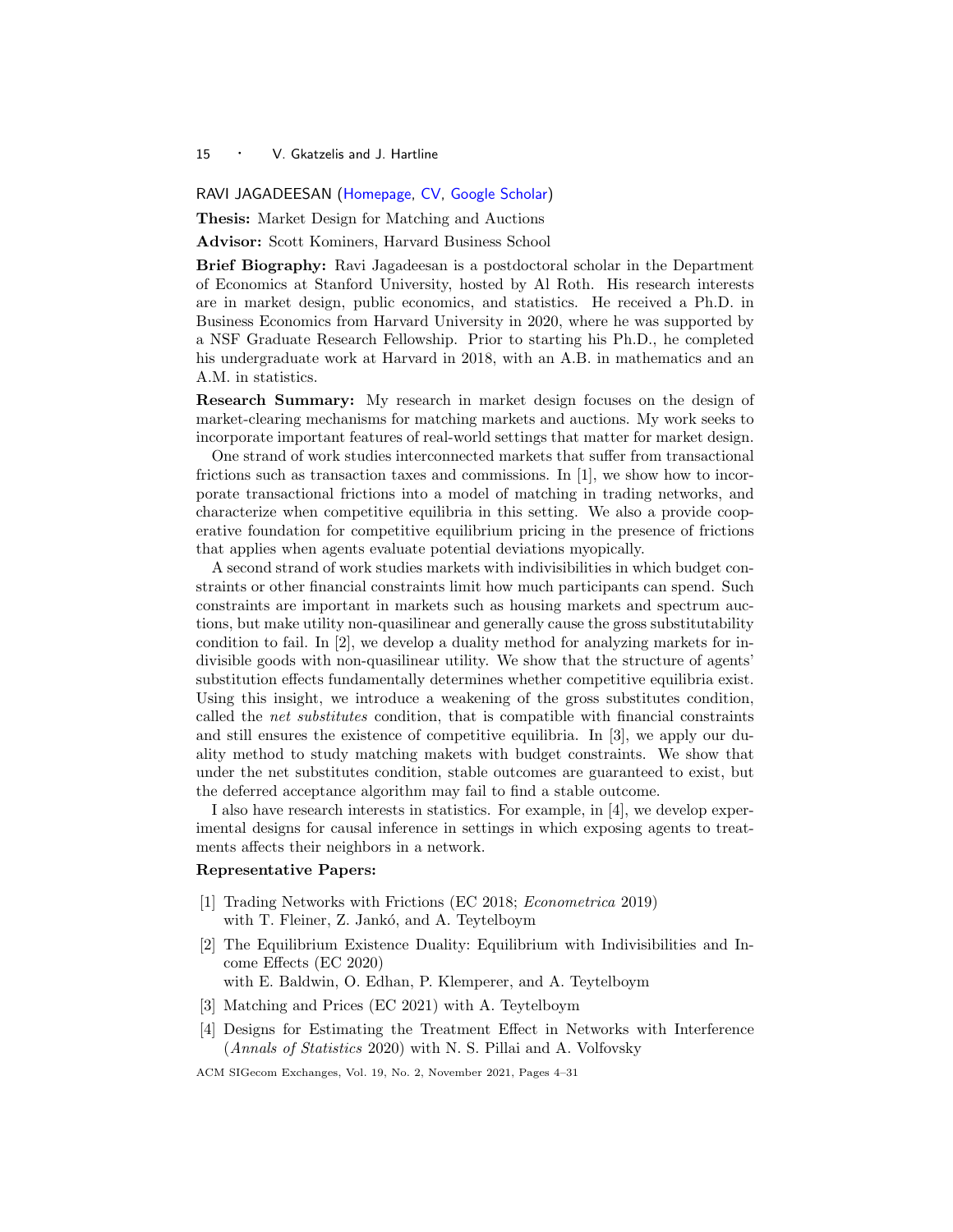RAVI JAGADEESAN (Homepage, CV, Google Scholar)

**Thesis:** Market Design for Matching and Auctions

**Advisor:** Scott Kominers, Harvard Business School

**Brief Biography:** Ravi Jagadeesan is a postdoctoral scholar in the Department of Economics at Stanford University, hosted by Al Roth. His research interests are in market design, public economics, and statistics. He received a Ph.D. in Business Economics from Harvard University in 2020, where he was supported by a NSF Graduate Research Fellowship. Prior to starting his Ph.D., he completed his undergraduate work at Harvard in 2018, with an A.B. in mathematics and an A.M. in statistics.

**Research Summary:** My research in market design focuses on the design of market-clearing mechanisms for matching markets and auctions. My work seeks to incorporate important features of real-world settings that matter for market design.

One strand of work studies interconnected markets that suffer from transactional frictions such as transaction taxes and commissions. In [1], we show how to incorporate transactional frictions into a model of matching in trading networks, and characterize when competitive equilibria in this setting. We also a provide cooperative foundation for competitive equilibrium pricing in the presence of frictions that applies when agents evaluate potential deviations myopically.

A second strand of work studies markets with indivisibilities in which budget constraints or other financial constraints limit how much participants can spend. Such constraints are important in markets such as housing markets and spectrum auctions, but make utility non-quasilinear and generally cause the gross substitutability condition to fail. In [2], we develop a duality method for analyzing markets for indivisible goods with non-quasilinear utility. We show that the structure of agents' substitution effects fundamentally determines whether competitive equilibria exist. Using this insight, we introduce a weakening of the gross substitutes condition, called the *net substitutes* condition, that is compatible with financial constraints and still ensures the existence of competitive equilibria. In [3], we apply our duality method to study matching makets with budget constraints. We show that under the net substitutes condition, stable outcomes are guaranteed to exist, but the deferred acceptance algorithm may fail to find a stable outcome.

I also have research interests in statistics. For example, in [4], we develop experimental designs for causal inference in settings in which exposing agents to treatments affects their neighbors in a network.

**Representative Papers:**

[1] Trading Networks with Frictions (EC 2018; *Econometrica* 2019) with T. Fleiner, Z. Jankó, and A. Teytelboym

[2] The Equilibrium Existence Duality: Equilibrium with Indivisibilities and Income Effects (EC 2020) with E. Baldwin, O. Edhan, P. Klemperer, and A. Teytelboym

[3] Matching and Prices (EC 2021) with A. Teytelboym

[4] Designs for Estimating the Treatment Effect in Networks with Interference (*Annals of Statistics* 2020) with N. S. Pillai and A. Volfovsky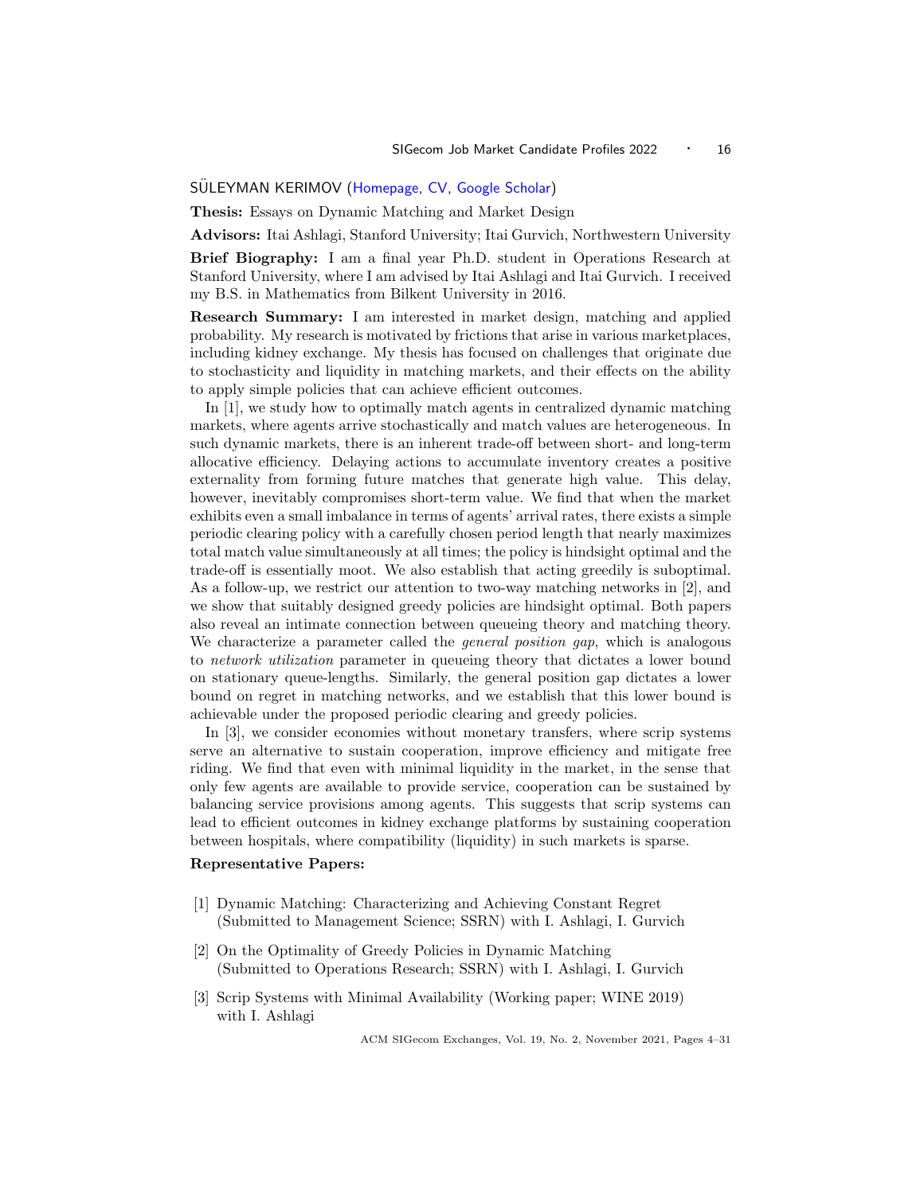## SÜLEYMAN KERIMOV (Homepage, CV, Google Scholar)

**Thesis:** Essays on Dynamic Matching and Market Design

**Advisors:** Itai Ashlagi, Stanford University; Itai Gurvich, Northwestern University

**Brief Biography:** I am a final year Ph.D. student in Operations Research at Stanford University, where I am advised by Itai Ashlagi and Itai Gurvich. I received my B.S. in Mathematics from Bilkent University in 2016.

**Research Summary:** I am interested in market design, matching and applied probability. My research is motivated by frictions that arise in various marketplaces, including kidney exchange. My thesis has focused on challenges that originate due to stochasticity and liquidity in matching markets, and their effects on the ability to apply simple policies that can achieve efficient outcomes.

In [1], we study how to optimally match agents in centralized dynamic matching markets, where agents arrive stochastically and match values are heterogeneous. In such dynamic markets, there is an inherent trade-off between short- and long-term allocative efficiency. Delaying actions to accumulate inventory creates a positive externality from forming future matches that generate high value. This delay, however, inevitably compromises short-term value. We find that when the market exhibits even a small imbalance in terms of agents' arrival rates, there exists a simple periodic clearing policy with a carefully chosen period length that nearly maximizes total match value simultaneously at all times; the policy is hindsight optimal and the trade-off is essentially moot. We also establish that acting greedily is suboptimal. As a follow-up, we restrict our attention to two-way matching networks in [2], and we show that suitably designed greedy policies are hindsight optimal. Both papers also reveal an intimate connection between queueing theory and matching theory. We characterize a parameter called the *general position gap*, which is analogous to *network utilization* parameter in queueing theory that dictates a lower bound on stationary queue-lengths. Similarly, the general position gap dictates a lower bound on regret in matching networks, and we establish that this lower bound is achievable under the proposed periodic clearing and greedy policies.

In [3], we consider economies without monetary transfers, where scrip systems serve an alternative to sustain cooperation, improve efficiency and mitigate free riding. We find that even with minimal liquidity in the market, in the sense that only few agents are available to provide service, cooperation can be sustained by balancing service provisions among agents. This suggests that scrip systems can lead to efficient outcomes in kidney exchange platforms by sustaining cooperation between hospitals, where compatibility (liquidity) in such markets is sparse.

**Representative Papers:**

[1] Dynamic Matching: Characterizing and Achieving Constant Regret (Submitted to Management Science; SSRN) with I. Ashlagi, I. Gurvich

[2] On the Optimality of Greedy Policies in Dynamic Matching (Submitted to Operations Research; SSRN) with I. Ashlagi, I. Gurvich

[3] Scrip Systems with Minimal Availability (Working paper; WINE 2019) with I. Ashlagi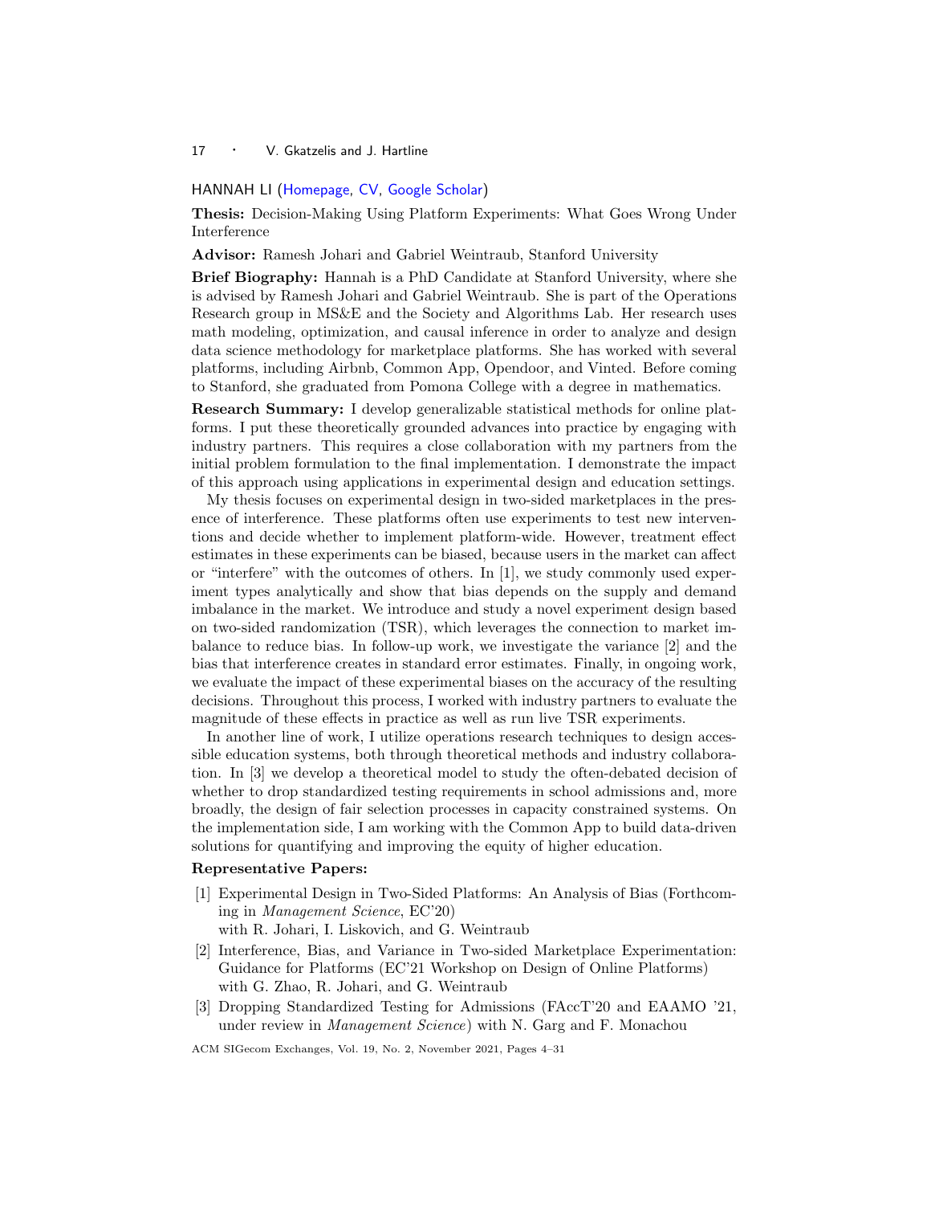## HANNAH LI (Homepage, CV, Google Scholar)

**Thesis:** Decision-Making Using Platform Experiments: What Goes Wrong Under Interference

**Advisor:** Ramesh Johari and Gabriel Weintraub, Stanford University

**Brief Biography:** Hannah is a PhD Candidate at Stanford University, where she is advised by Ramesh Johari and Gabriel Weintraub. She is part of the Operations Research group in MS&E and the Society and Algorithms Lab. Her research uses math modeling, optimization, and causal inference in order to analyze and design data science methodology for marketplace platforms. She has worked with several platforms, including Airbnb, Common App, Opendoor, and Vinted. Before coming to Stanford, she graduated from Pomona College with a degree in mathematics.

**Research Summary:** I develop generalizable statistical methods for online platforms. I put these theoretically grounded advances into practice by engaging with industry partners. This requires a close collaboration with my partners from the initial problem formulation to the final implementation. I demonstrate the impact of this approach using applications in experimental design and education settings.

My thesis focuses on experimental design in two-sided marketplaces in the presence of interference. These platforms often use experiments to test new interventions and decide whether to implement platform-wide. However, treatment effect estimates in these experiments can be biased, because users in the market can affect or "interfere" with the outcomes of others. In [1], we study commonly used experiment types analytically and show that bias depends on the supply and demand imbalance in the market. We introduce and study a novel experiment design based on two-sided randomization (TSR), which leverages the connection to market imbalance to reduce bias. In follow-up work, we investigate the variance [2] and the bias that interference creates in standard error estimates. Finally, in ongoing work, we evaluate the impact of these experimental biases on the accuracy of the resulting decisions. Throughout this process, I worked with industry partners to evaluate the magnitude of these effects in practice as well as run live TSR experiments.

In another line of work, I utilize operations research techniques to design accessible education systems, both through theoretical methods and industry collaboration. In [3] we develop a theoretical model to study the often-debated decision of whether to drop standardized testing requirements in school admissions and, more broadly, the design of fair selection processes in capacity constrained systems. On the implementation side, I am working with the Common App to build data-driven solutions for quantifying and improving the equity of higher education.

**Representative Papers:**

[1] Experimental Design in Two-Sided Platforms: An Analysis of Bias (Forthcoming in *Management Science*, EC'20)
with R. Johari, I. Liskovich, and G. Weintraub

[2] Interference, Bias, and Variance in Two-sided Marketplace Experimentation: Guidance for Platforms (EC'21 Workshop on Design of Online Platforms)
with G. Zhao, R. Johari, and G. Weintraub

[3] Dropping Standardized Testing for Admissions (FAccT'20 and EAAMO '21, under review in *Management Science*) with N. Garg and F. Monachou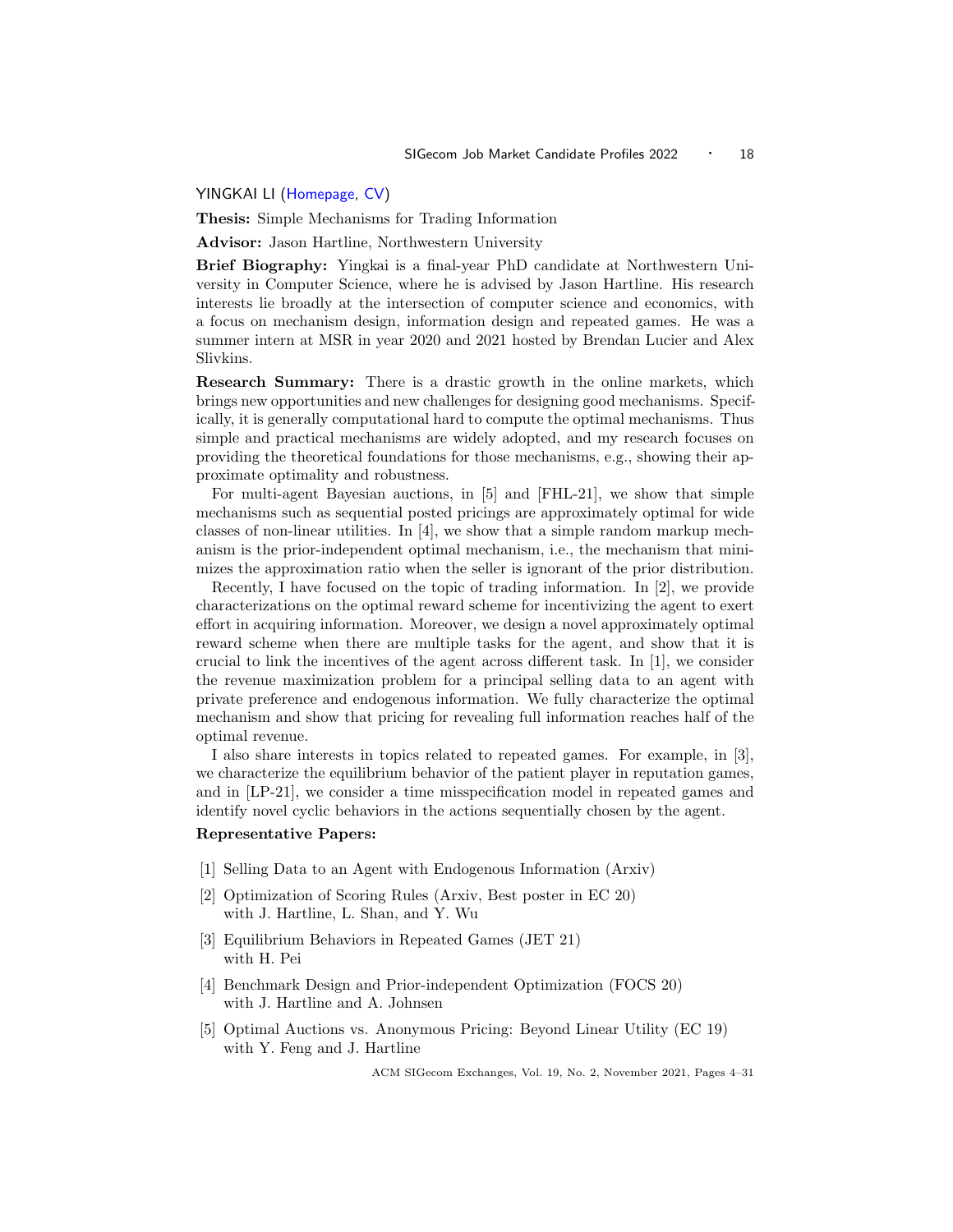## YINGKAI LI (Homepage, CV)

**Thesis:** Simple Mechanisms for Trading Information

**Advisor:** Jason Hartline, Northwestern University

**Brief Biography:** Yingkai is a final-year PhD candidate at Northwestern University in Computer Science, where he is advised by Jason Hartline. His research interests lie broadly at the intersection of computer science and economics, with a focus on mechanism design, information design and repeated games. He was a summer intern at MSR in year 2020 and 2021 hosted by Brendan Lucier and Alex Slivkins.

**Research Summary:** There is a drastic growth in the online markets, which brings new opportunities and new challenges for designing good mechanisms. Specifically, it is generally computational hard to compute the optimal mechanisms. Thus simple and practical mechanisms are widely adopted, and my research focuses on providing the theoretical foundations for those mechanisms, e.g., showing their approximate optimality and robustness.

For multi-agent Bayesian auctions, in [5] and [FHL-21], we show that simple mechanisms such as sequential posted pricings are approximately optimal for wide classes of non-linear utilities. In [4], we show that a simple random markup mechanism is the prior-independent optimal mechanism, i.e., the mechanism that minimizes the approximation ratio when the seller is ignorant of the prior distribution.

Recently, I have focused on the topic of trading information. In [2], we provide characterizations on the optimal reward scheme for incentivizing the agent to exert effort in acquiring information. Moreover, we design a novel approximately optimal reward scheme when there are multiple tasks for the agent, and show that it is crucial to link the incentives of the agent across different task. In [1], we consider the revenue maximization problem for a principal selling data to an agent with private preference and endogenous information. We fully characterize the optimal mechanism and show that pricing for revealing full information reaches half of the optimal revenue.

I also share interests in topics related to repeated games. For example, in [3], we characterize the equilibrium behavior of the patient player in reputation games, and in [LP-21], we consider a time misspecification model in repeated games and identify novel cyclic behaviors in the actions sequentially chosen by the agent.

**Representative Papers:**

[1] Selling Data to an Agent with Endogenous Information (Arxiv)

[2] Optimization of Scoring Rules (Arxiv, Best poster in EC 20)
with J. Hartline, L. Shan, and Y. Wu

[3] Equilibrium Behaviors in Repeated Games (JET 21)
with H. Pei

[4] Benchmark Design and Prior-independent Optimization (FOCS 20)
with J. Hartline and A. Johnsen

[5] Optimal Auctions vs. Anonymous Pricing: Beyond Linear Utility (EC 19)
with Y. Feng and J. Hartline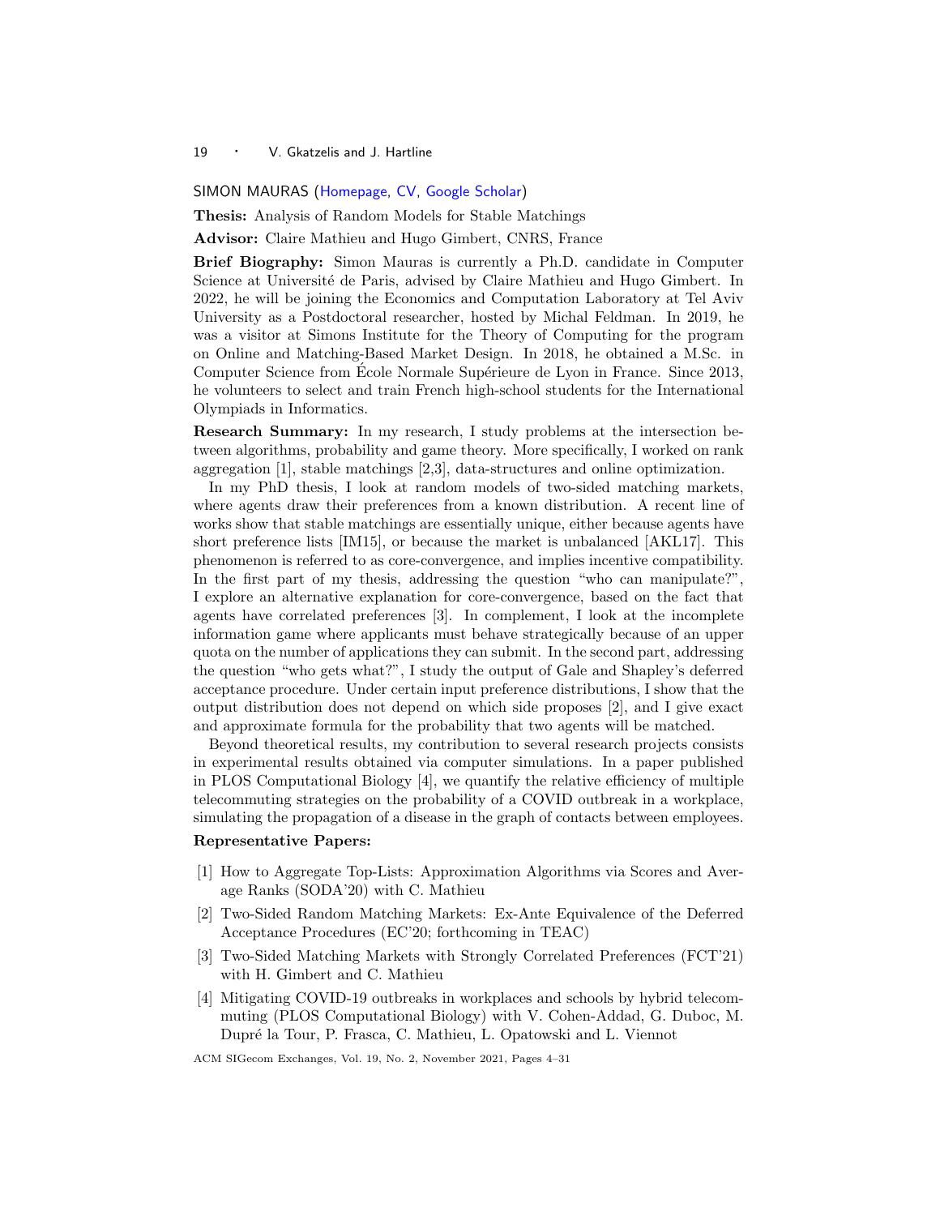SIMON MAURAS (Homepage, CV, Google Scholar)

**Thesis:** Analysis of Random Models for Stable Matchings

**Advisor:** Claire Mathieu and Hugo Gimbert, CNRS, France

**Brief Biography:** Simon Mauras is currently a Ph.D. candidate in Computer Science at Université de Paris, advised by Claire Mathieu and Hugo Gimbert. In 2022, he will be joining the Economics and Computation Laboratory at Tel Aviv University as a Postdoctoral researcher, hosted by Michal Feldman. In 2019, he was a visitor at Simons Institute for the Theory of Computing for the program on Online and Matching-Based Market Design. In 2018, he obtained a M.Sc. in Computer Science from École Normale Supérieure de Lyon in France. Since 2013, he volunteers to select and train French high-school students for the International Olympiads in Informatics.

**Research Summary:** In my research, I study problems at the intersection between algorithms, probability and game theory. More specifically, I worked on rank aggregation [1], stable matchings [2,3], data-structures and online optimization.

In my PhD thesis, I look at random models of two-sided matching markets, where agents draw their preferences from a known distribution. A recent line of works show that stable matchings are essentially unique, either because agents have short preference lists [IM15], or because the market is unbalanced [AKL17]. This phenomenon is referred to as core-convergence, and implies incentive compatibility. In the first part of my thesis, addressing the question "who can manipulate?", I explore an alternative explanation for core-convergence, based on the fact that agents have correlated preferences [3]. In complement, I look at the incomplete information game where applicants must behave strategically because of an upper quota on the number of applications they can submit. In the second part, addressing the question "who gets what?", I study the output of Gale and Shapley's deferred acceptance procedure. Under certain input preference distributions, I show that the output distribution does not depend on which side proposes [2], and I give exact and approximate formula for the probability that two agents will be matched.

Beyond theoretical results, my contribution to several research projects consists in experimental results obtained via computer simulations. In a paper published in PLOS Computational Biology [4], we quantify the relative efficiency of multiple telecommuting strategies on the probability of a COVID outbreak in a workplace, simulating the propagation of a disease in the graph of contacts between employees.

**Representative Papers:**

[1] How to Aggregate Top-Lists: Approximation Algorithms via Scores and Average Ranks (SODA'20) with C. Mathieu

[2] Two-Sided Random Matching Markets: Ex-Ante Equivalence of the Deferred Acceptance Procedures (EC'20; forthcoming in TEAC)

[3] Two-Sided Matching Markets with Strongly Correlated Preferences (FCT'21) with H. Gimbert and C. Mathieu

[4] Mitigating COVID-19 outbreaks in workplaces and schools by hybrid telecommuting (PLOS Computational Biology) with V. Cohen-Addad, G. Duboc, M. Dupré la Tour, P. Frasca, C. Mathieu, L. Opatowski and L. Viennot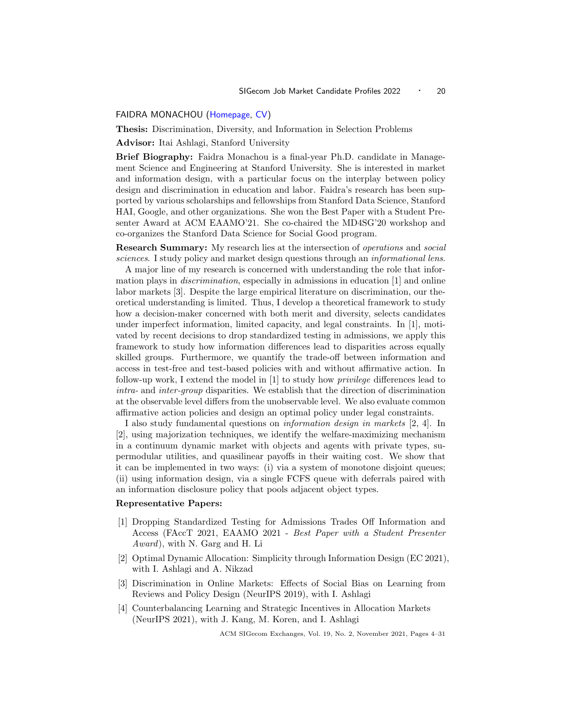FAIDRA MONACHOU (Homepage, CV)

**Thesis:** Discrimination, Diversity, and Information in Selection Problems

**Advisor:** Itai Ashlagi, Stanford University

**Brief Biography:** Faidra Monachou is a final-year Ph.D. candidate in Management Science and Engineering at Stanford University. She is interested in market and information design, with a particular focus on the interplay between policy design and discrimination in education and labor. Faidra's research has been supported by various scholarships and fellowships from Stanford Data Science, Stanford HAI, Google, and other organizations. She won the Best Paper with a Student Presenter Award at ACM EAAMO'21. She co-chaired the MD4SG'20 workshop and co-organizes the Stanford Data Science for Social Good program.

**Research Summary:** My research lies at the intersection of *operations* and *social sciences*. I study policy and market design questions through an *informational lens*.

A major line of my research is concerned with understanding the role that information plays in *discrimination*, especially in admissions in education [1] and online labor markets [3]. Despite the large empirical literature on discrimination, our theoretical understanding is limited. Thus, I develop a theoretical framework to study how a decision-maker concerned with both merit and diversity, selects candidates under imperfect information, limited capacity, and legal constraints. In [1], motivated by recent decisions to drop standardized testing in admissions, we apply this framework to study how information differences lead to disparities across equally skilled groups. Furthermore, we quantify the trade-off between information and access in test-free and test-based policies with and without affirmative action. In follow-up work, I extend the model in [1] to study how *privilege* differences lead to *intra-* and *inter-group* disparities. We establish that the direction of discrimination at the observable level differs from the unobservable level. We also evaluate common affirmative action policies and design an optimal policy under legal constraints.

I also study fundamental questions on *information design in markets* [2, 4]. In [2], using majorization techniques, we identify the welfare-maximizing mechanism in a continuum dynamic market with objects and agents with private types, supermodular utilities, and quasilinear payoffs in their waiting cost. We show that it can be implemented in two ways: (i) via a system of monotone disjoint queues; (ii) using information design, via a single FCFS queue with deferrals paired with an information disclosure policy that pools adjacent object types.

**Representative Papers:**

[1] Dropping Standardized Testing for Admissions Trades Off Information and Access (FAccT 2021, EAAMO 2021 - *Best Paper with a Student Presenter Award*), with N. Garg and H. Li

[2] Optimal Dynamic Allocation: Simplicity through Information Design (EC 2021), with I. Ashlagi and A. Nikzad

[3] Discrimination in Online Markets: Effects of Social Bias on Learning from Reviews and Policy Design (NeurIPS 2019), with I. Ashlagi

[4] Counterbalancing Learning and Strategic Incentives in Allocation Markets (NeurIPS 2021), with J. Kang, M. Koren, and I. Ashlagi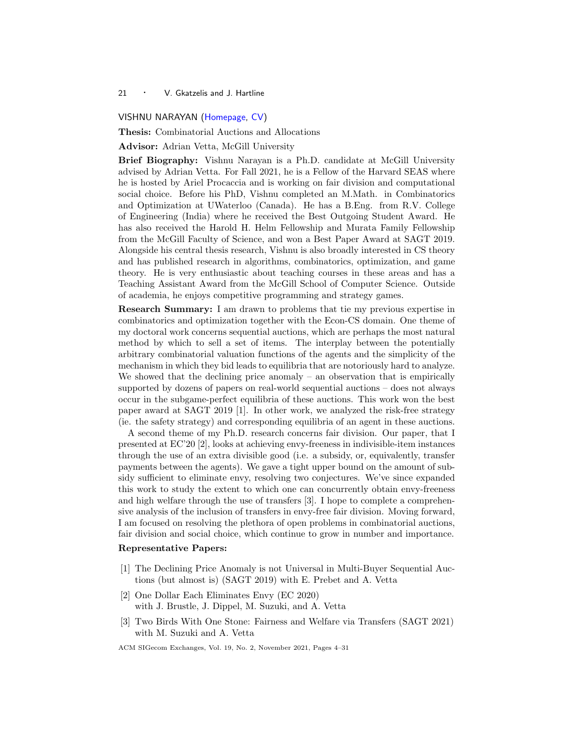## VISHNU NARAYAN (Homepage, CV)

**Thesis:** Combinatorial Auctions and Allocations

**Advisor:** Adrian Vetta, McGill University

**Brief Biography:** Vishnu Narayan is a Ph.D. candidate at McGill University advised by Adrian Vetta. For Fall 2021, he is a Fellow of the Harvard SEAS where he is hosted by Ariel Procaccia and is working on fair division and computational social choice. Before his PhD, Vishnu completed an M.Math. in Combinatorics and Optimization at UWaterloo (Canada). He has a B.Eng. from R.V. College of Engineering (India) where he received the Best Outgoing Student Award. He has also received the Harold H. Helm Fellowship and Murata Family Fellowship from the McGill Faculty of Science, and won a Best Paper Award at SAGT 2019. Alongside his central thesis research, Vishnu is also broadly interested in CS theory and has published research in algorithms, combinatorics, optimization, and game theory. He is very enthusiastic about teaching courses in these areas and has a Teaching Assistant Award from the McGill School of Computer Science. Outside of academia, he enjoys competitive programming and strategy games.

**Research Summary:** I am drawn to problems that tie my previous expertise in combinatorics and optimization together with the Econ-CS domain. One theme of my doctoral work concerns sequential auctions, which are perhaps the most natural method by which to sell a set of items. The interplay between the potentially arbitrary combinatorial valuation functions of the agents and the simplicity of the mechanism in which they bid leads to equilibria that are notoriously hard to analyze. We showed that the declining price anomaly – an observation that is empirically supported by dozens of papers on real-world sequential auctions – does not always occur in the subgame-perfect equilibria of these auctions. This work won the best paper award at SAGT 2019 [1]. In other work, we analyzed the risk-free strategy (ie. the safety strategy) and corresponding equilibria of an agent in these auctions.

A second theme of my Ph.D. research concerns fair division. Our paper, that I presented at EC'20 [2], looks at achieving envy-freeness in indivisible-item instances through the use of an extra divisible good (i.e. a subsidy, or, equivalently, transfer payments between the agents). We gave a tight upper bound on the amount of subsidy sufficient to eliminate envy, resolving two conjectures. We've since expanded this work to study the extent to which one can concurrently obtain envy-freeness and high welfare through the use of transfers [3]. I hope to complete a comprehensive analysis of the inclusion of transfers in envy-free fair division. Moving forward, I am focused on resolving the plethora of open problems in combinatorial auctions, fair division and social choice, which continue to grow in number and importance.

**Representative Papers:**

[1] The Declining Price Anomaly is not Universal in Multi-Buyer Sequential Auctions (but almost is) (SAGT 2019) with E. Prebet and A. Vetta

[2] One Dollar Each Eliminates Envy (EC 2020) with J. Brustle, J. Dippel, M. Suzuki, and A. Vetta

[3] Two Birds With One Stone: Fairness and Welfare via Transfers (SAGT 2021) with M. Suzuki and A. Vetta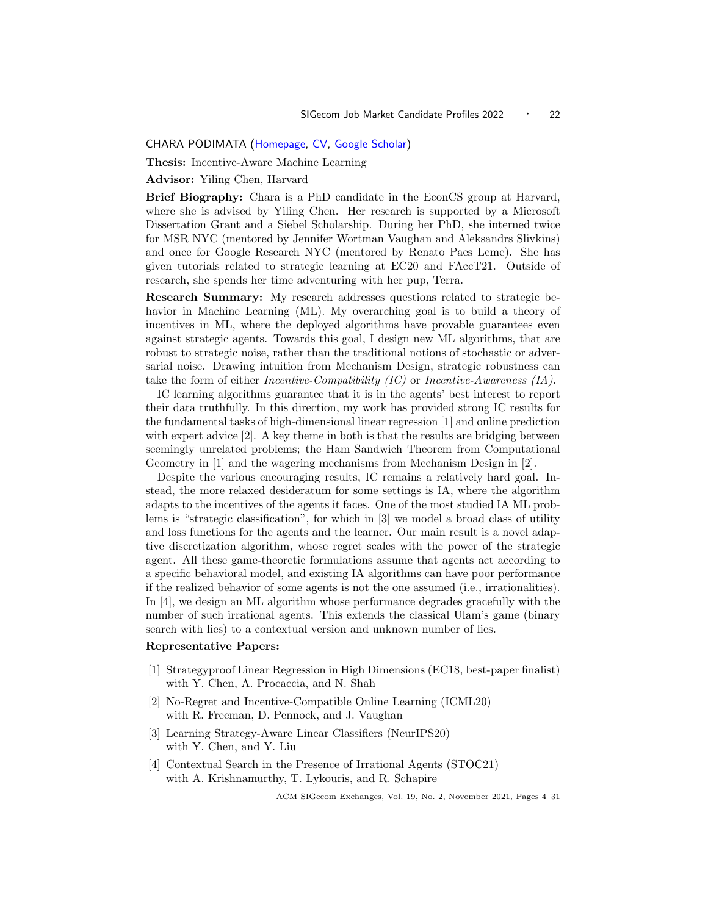CHARA PODIMATA (Homepage, CV, Google Scholar)

**Thesis:** Incentive-Aware Machine Learning

**Advisor:** Yiling Chen, Harvard

**Brief Biography:** Chara is a PhD candidate in the EconCS group at Harvard, where she is advised by Yiling Chen. Her research is supported by a Microsoft Dissertation Grant and a Siebel Scholarship. During her PhD, she interned twice for MSR NYC (mentored by Jennifer Wortman Vaughan and Aleksandrs Slivkins) and once for Google Research NYC (mentored by Renato Paes Leme). She has given tutorials related to strategic learning at EC20 and FAccT21. Outside of research, she spends her time adventuring with her pup, Terra.

**Research Summary:** My research addresses questions related to strategic behavior in Machine Learning (ML). My overarching goal is to build a theory of incentives in ML, where the deployed algorithms have provable guarantees even against strategic agents. Towards this goal, I design new ML algorithms, that are robust to strategic noise, rather than the traditional notions of stochastic or adversarial noise. Drawing intuition from Mechanism Design, strategic robustness can take the form of either *Incentive-Compatibility (IC)* or *Incentive-Awareness (IA)*.

IC learning algorithms guarantee that it is in the agents' best interest to report their data truthfully. In this direction, my work has provided strong IC results for the fundamental tasks of high-dimensional linear regression [1] and online prediction with expert advice [2]. A key theme in both is that the results are bridging between seemingly unrelated problems; the Ham Sandwich Theorem from Computational Geometry in [1] and the wagering mechanisms from Mechanism Design in [2].

Despite the various encouraging results, IC remains a relatively hard goal. Instead, the more relaxed desideratum for some settings is IA, where the algorithm adapts to the incentives of the agents it faces. One of the most studied IA ML problems is "strategic classification", for which in [3] we model a broad class of utility and loss functions for the agents and the learner. Our main result is a novel adaptive discretization algorithm, whose regret scales with the power of the strategic agent. All these game-theoretic formulations assume that agents act according to a specific behavioral model, and existing IA algorithms can have poor performance if the realized behavior of some agents is not the one assumed (i.e., irrationalities). In [4], we design an ML algorithm whose performance degrades gracefully with the number of such irrational agents. This extends the classical Ulam's game (binary search with lies) to a contextual version and unknown number of lies.

**Representative Papers:**

[1] Strategyproof Linear Regression in High Dimensions (EC18, best-paper finalist) with Y. Chen, A. Procaccia, and N. Shah

[2] No-Regret and Incentive-Compatible Online Learning (ICML20) with R. Freeman, D. Pennock, and J. Vaughan

[3] Learning Strategy-Aware Linear Classifiers (NeurIPS20) with Y. Chen, and Y. Liu

[4] Contextual Search in the Presence of Irrational Agents (STOC21) with A. Krishnamurthy, T. Lykouris, and R. Schapire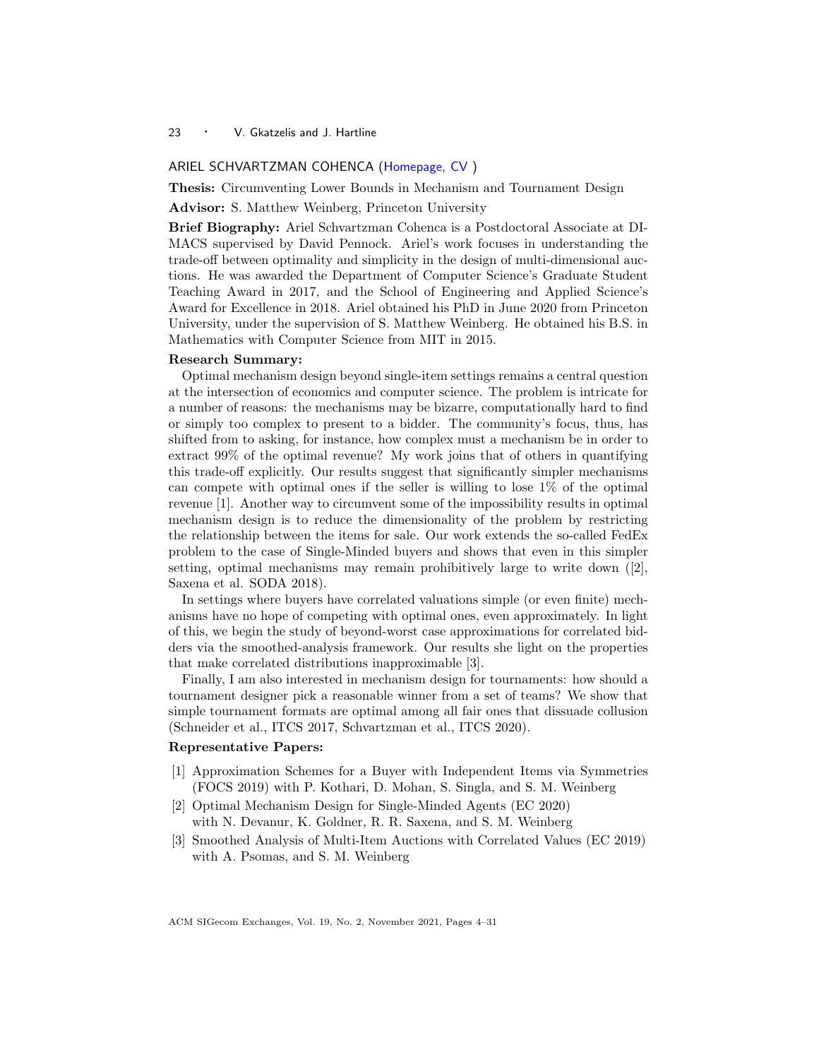## ARIEL SCHVARTZMAN COHENCA (Homepage, CV )

**Thesis:** Circumventing Lower Bounds in Mechanism and Tournament Design

**Advisor:** S. Matthew Weinberg, Princeton University

**Brief Biography:** Ariel Schvartzman Cohenca is a Postdoctoral Associate at DIMACS supervised by David Pennock. Ariel's work focuses in understanding the trade-off between optimality and simplicity in the design of multi-dimensional auctions. He was awarded the Department of Computer Science's Graduate Student Teaching Award in 2017, and the School of Engineering and Applied Science's Award for Excellence in 2018. Ariel obtained his PhD in June 2020 from Princeton University, under the supervision of S. Matthew Weinberg. He obtained his B.S. in Mathematics with Computer Science from MIT in 2015.

**Research Summary:**

Optimal mechanism design beyond single-item settings remains a central question at the intersection of economics and computer science. The problem is intricate for a number of reasons: the mechanisms may be bizarre, computationally hard to find or simply too complex to present to a bidder. The community's focus, thus, has shifted from to asking, for instance, how complex must a mechanism be in order to extract 99% of the optimal revenue? My work joins that of others in quantifying this trade-off explicitly. Our results suggest that significantly simpler mechanisms can compete with optimal ones if the seller is willing to lose 1% of the optimal revenue [1]. Another way to circumvent some of the impossibility results in optimal mechanism design is to reduce the dimensionality of the problem by restricting the relationship between the items for sale. Our work extends the so-called FedEx problem to the case of Single-Minded buyers and shows that even in this simpler setting, optimal mechanisms may remain prohibitively large to write down ([2], Saxena et al. SODA 2018).

In settings where buyers have correlated valuations simple (or even finite) mechanisms have no hope of competing with optimal ones, even approximately. In light of this, we begin the study of beyond-worst case approximations for correlated bidders via the smoothed-analysis framework. Our results she light on the properties that make correlated distributions inapproximable [3].

Finally, I am also interested in mechanism design for tournaments: how should a tournament designer pick a reasonable winner from a set of teams? We show that simple tournament formats are optimal among all fair ones that dissuade collusion (Schneider et al., ITCS 2017, Schvartzman et al., ITCS 2020).

**Representative Papers:**

[1] Approximation Schemes for a Buyer with Independent Items via Symmetries (FOCS 2019) with P. Kothari, D. Mohan, S. Singla, and S. M. Weinberg

[2] Optimal Mechanism Design for Single-Minded Agents (EC 2020) with N. Devanur, K. Goldner, R. R. Saxena, and S. M. Weinberg

[3] Smoothed Analysis of Multi-Item Auctions with Correlated Values (EC 2019) with A. Psomas, and S. M. Weinberg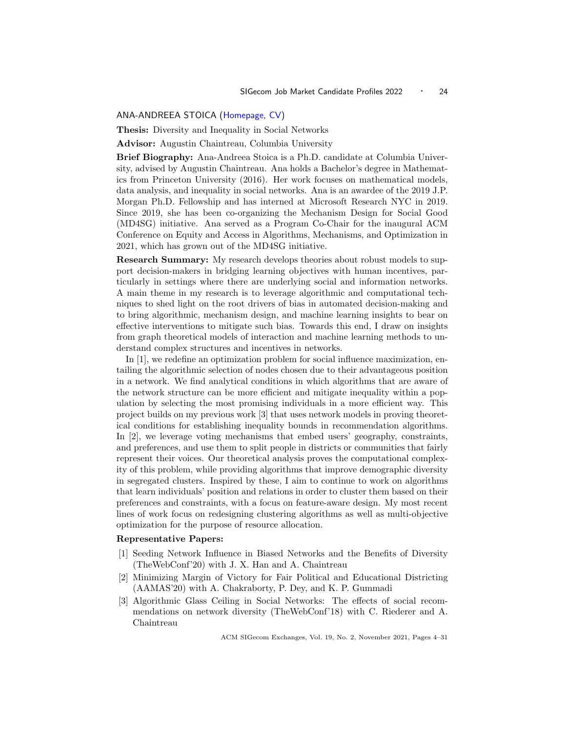## ANA-ANDREEA STOICA (Homepage, CV)

**Thesis:** Diversity and Inequality in Social Networks

**Advisor:** Augustin Chaintreau, Columbia University

**Brief Biography:** Ana-Andreea Stoica is a Ph.D. candidate at Columbia University, advised by Augustin Chaintreau. Ana holds a Bachelor's degree in Mathematics from Princeton University (2016). Her work focuses on mathematical models, data analysis, and inequality in social networks. Ana is an awardee of the 2019 J.P. Morgan Ph.D. Fellowship and has interned at Microsoft Research NYC in 2019. Since 2019, she has been co-organizing the Mechanism Design for Social Good (MD4SG) initiative. Ana served as a Program Co-Chair for the inaugural ACM Conference on Equity and Access in Algorithms, Mechanisms, and Optimization in 2021, which has grown out of the MD4SG initiative.

**Research Summary:** My research develops theories about robust models to support decision-makers in bridging learning objectives with human incentives, particularly in settings where there are underlying social and information networks. A main theme in my research is to leverage algorithmic and computational techniques to shed light on the root drivers of bias in automated decision-making and to bring algorithmic, mechanism design, and machine learning insights to bear on effective interventions to mitigate such bias. Towards this end, I draw on insights from graph theoretical models of interaction and machine learning methods to understand complex structures and incentives in networks.

In [1], we redefine an optimization problem for social influence maximization, entailing the algorithmic selection of nodes chosen due to their advantageous position in a network. We find analytical conditions in which algorithms that are aware of the network structure can be more efficient and mitigate inequality within a population by selecting the most promising individuals in a more efficient way. This project builds on my previous work [3] that uses network models in proving theoretical conditions for establishing inequality bounds in recommendation algorithms. In [2], we leverage voting mechanisms that embed users' geography, constraints, and preferences, and use them to split people in districts or communities that fairly represent their voices. Our theoretical analysis proves the computational complexity of this problem, while providing algorithms that improve demographic diversity in segregated clusters. Inspired by these, I aim to continue to work on algorithms that learn individuals' position and relations in order to cluster them based on their preferences and constraints, with a focus on feature-aware design. My most recent lines of work focus on redesigning clustering algorithms as well as multi-objective optimization for the purpose of resource allocation.

**Representative Papers:**

[1] Seeding Network Influence in Biased Networks and the Benefits of Diversity (TheWebConf'20) with J. X. Han and A. Chaintreau

[2] Minimizing Margin of Victory for Fair Political and Educational Districting (AAMAS'20) with A. Chakraborty, P. Dey, and K. P. Gummadi

[3] Algorithmic Glass Ceiling in Social Networks: The effects of social recommendations on network diversity (TheWebConf'18) with C. Riederer and A. Chaintreau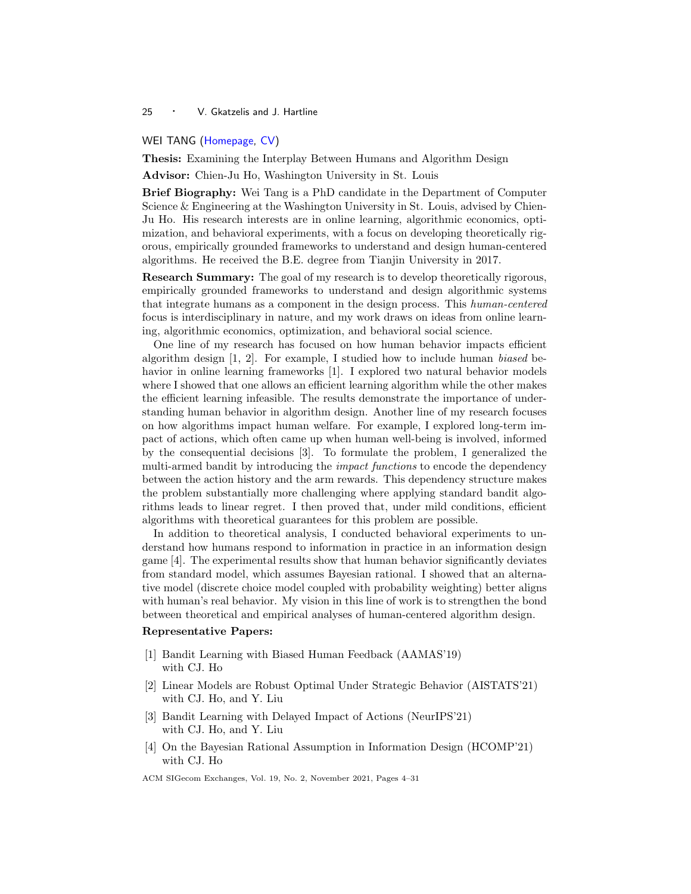## WEI TANG (Homepage, CV)

**Thesis:** Examining the Interplay Between Humans and Algorithm Design

**Advisor:** Chien-Ju Ho, Washington University in St. Louis

**Brief Biography:** Wei Tang is a PhD candidate in the Department of Computer Science & Engineering at the Washington University in St. Louis, advised by Chien-Ju Ho. His research interests are in online learning, algorithmic economics, optimization, and behavioral experiments, with a focus on developing theoretically rigorous, empirically grounded frameworks to understand and design human-centered algorithms. He received the B.E. degree from Tianjin University in 2017.

**Research Summary:** The goal of my research is to develop theoretically rigorous, empirically grounded frameworks to understand and design algorithmic systems that integrate humans as a component in the design process. This *human-centered* focus is interdisciplinary in nature, and my work draws on ideas from online learning, algorithmic economics, optimization, and behavioral social science.

One line of my research has focused on how human behavior impacts efficient algorithm design [1, 2]. For example, I studied how to include human *biased* behavior in online learning frameworks [1]. I explored two natural behavior models where I showed that one allows an efficient learning algorithm while the other makes the efficient learning infeasible. The results demonstrate the importance of understanding human behavior in algorithm design. Another line of my research focuses on how algorithms impact human welfare. For example, I explored long-term impact of actions, which often came up when human well-being is involved, informed by the consequential decisions [3]. To formulate the problem, I generalized the multi-armed bandit by introducing the *impact functions* to encode the dependency between the action history and the arm rewards. This dependency structure makes the problem substantially more challenging where applying standard bandit algorithms leads to linear regret. I then proved that, under mild conditions, efficient algorithms with theoretical guarantees for this problem are possible.

In addition to theoretical analysis, I conducted behavioral experiments to understand how humans respond to information in practice in an information design game [4]. The experimental results show that human behavior significantly deviates from standard model, which assumes Bayesian rational. I showed that an alternative model (discrete choice model coupled with probability weighting) better aligns with human's real behavior. My vision in this line of work is to strengthen the bond between theoretical and empirical analyses of human-centered algorithm design.

**Representative Papers:**

[1] Bandit Learning with Biased Human Feedback (AAMAS'19) with CJ. Ho

[2] Linear Models are Robust Optimal Under Strategic Behavior (AISTATS'21) with CJ. Ho, and Y. Liu

[3] Bandit Learning with Delayed Impact of Actions (NeurIPS'21) with CJ. Ho, and Y. Liu

[4] On the Bayesian Rational Assumption in Information Design (HCOMP'21) with CJ. Ho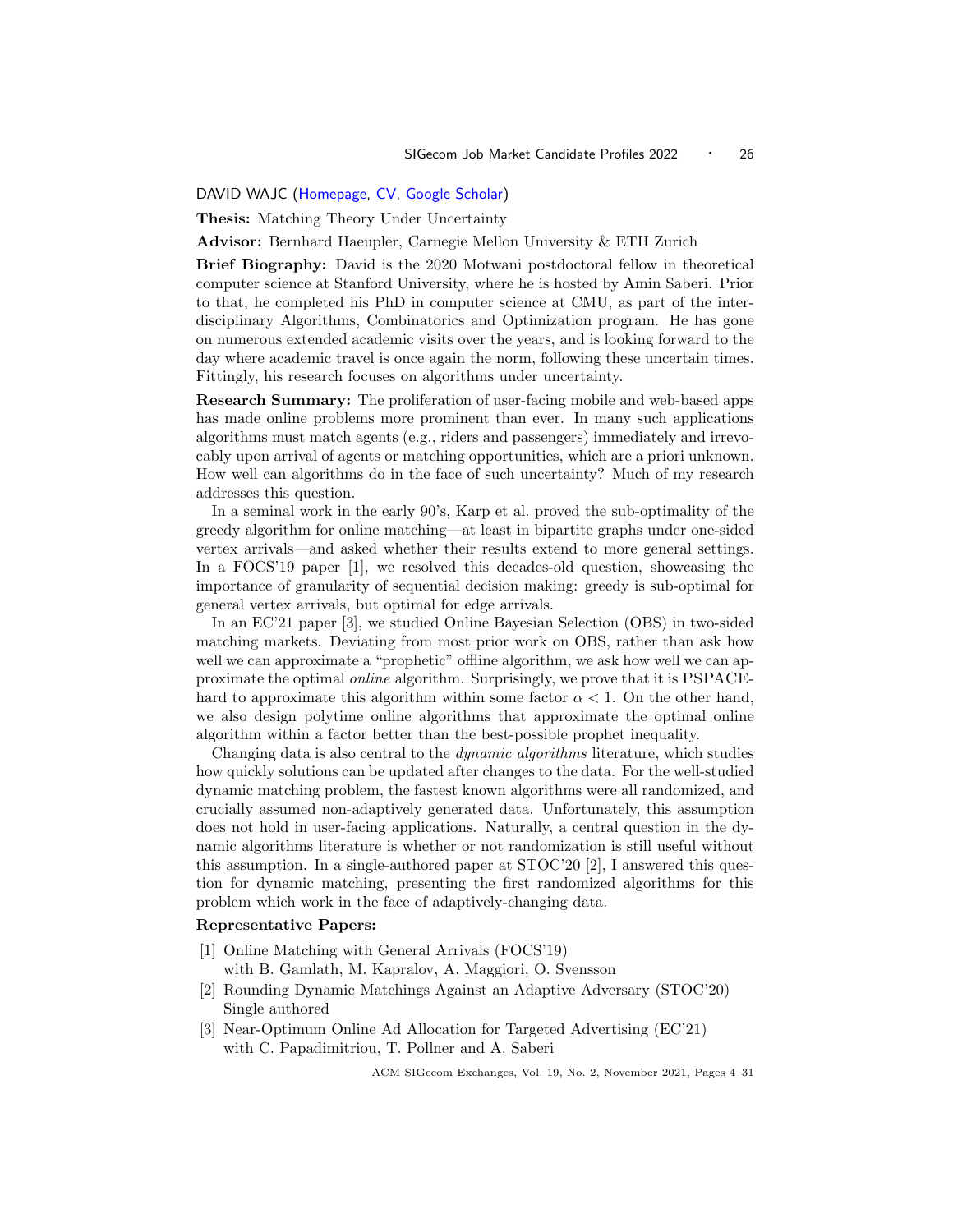DAVID WAJC (Homepage, CV, Google Scholar)

**Thesis:** Matching Theory Under Uncertainty

**Advisor:** Bernhard Haeupler, Carnegie Mellon University & ETH Zurich

**Brief Biography:** David is the 2020 Motwani postdoctoral fellow in theoretical computer science at Stanford University, where he is hosted by Amin Saberi. Prior to that, he completed his PhD in computer science at CMU, as part of the interdisciplinary Algorithms, Combinatorics and Optimization program. He has gone on numerous extended academic visits over the years, and is looking forward to the day where academic travel is once again the norm, following these uncertain times. Fittingly, his research focuses on algorithms under uncertainty.

**Research Summary:** The proliferation of user-facing mobile and web-based apps has made online problems more prominent than ever. In many such applications algorithms must match agents (e.g., riders and passengers) immediately and irrevocably upon arrival of agents or matching opportunities, which are a priori unknown. How well can algorithms do in the face of such uncertainty? Much of my research addresses this question.

In a seminal work in the early 90's, Karp et al. proved the sub-optimality of the greedy algorithm for online matching—at least in bipartite graphs under one-sided vertex arrivals—and asked whether their results extend to more general settings. In a FOCS'19 paper [1], we resolved this decades-old question, showcasing the importance of granularity of sequential decision making: greedy is sub-optimal for general vertex arrivals, but optimal for edge arrivals.

In an EC'21 paper [3], we studied Online Bayesian Selection (OBS) in two-sided matching markets. Deviating from most prior work on OBS, rather than ask how well we can approximate a "prophetic" offline algorithm, we ask how well we can approximate the optimal *online* algorithm. Surprisingly, we prove that it is PSPACE-hard to approximate this algorithm within some factor $\alpha < 1$. On the other hand, we also design polytime online algorithms that approximate the optimal online algorithm within a factor better than the best-possible prophet inequality.

Changing data is also central to the *dynamic algorithms* literature, which studies how quickly solutions can be updated after changes to the data. For the well-studied dynamic matching problem, the fastest known algorithms were all randomized, and crucially assumed non-adaptively generated data. Unfortunately, this assumption does not hold in user-facing applications. Naturally, a central question in the dynamic algorithms literature is whether or not randomization is still useful without this assumption. In a single-authored paper at STOC'20 [2], I answered this question for dynamic matching, presenting the first randomized algorithms for this problem which work in the face of adaptively-changing data.

**Representative Papers:**

[1] Online Matching with General Arrivals (FOCS'19)
with B. Gamlath, M. Kapralov, A. Maggiori, O. Svensson

[2] Rounding Dynamic Matchings Against an Adaptive Adversary (STOC'20)
Single authored

[3] Near-Optimum Online Ad Allocation for Targeted Advertising (EC'21)
with C. Papadimitriou, T. Pollner and A. Saberi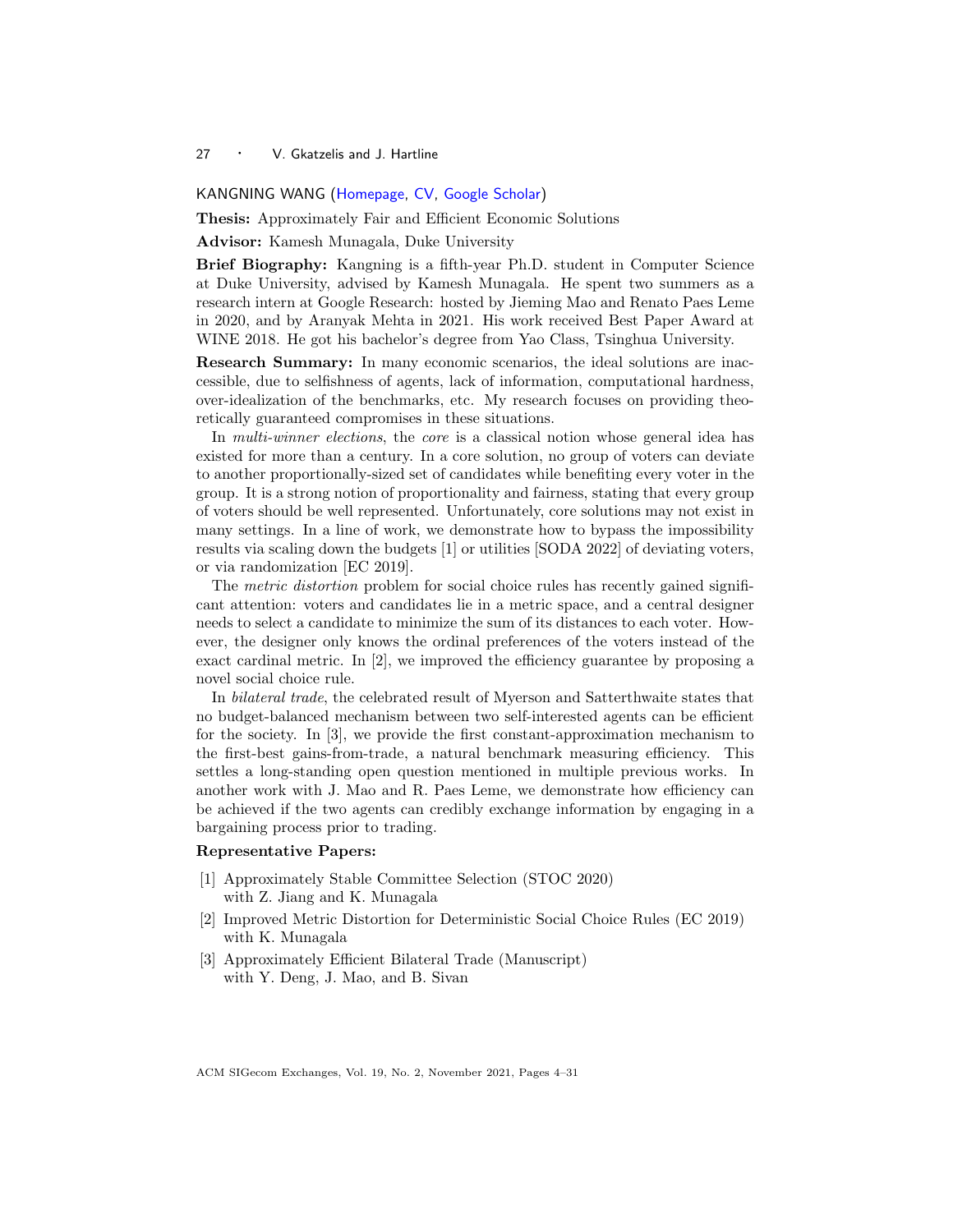KANGNING WANG (Homepage, CV, Google Scholar)

**Thesis:** Approximately Fair and Efficient Economic Solutions

**Advisor:** Kamesh Munagala, Duke University

**Brief Biography:** Kangning is a fifth-year Ph.D. student in Computer Science at Duke University, advised by Kamesh Munagala. He spent two summers as a research intern at Google Research: hosted by Jieming Mao and Renato Paes Leme in 2020, and by Aranyak Mehta in 2021. His work received Best Paper Award at WINE 2018. He got his bachelor's degree from Yao Class, Tsinghua University.

**Research Summary:** In many economic scenarios, the ideal solutions are inaccessible, due to selfishness of agents, lack of information, computational hardness, over-idealization of the benchmarks, etc. My research focuses on providing theoretically guaranteed compromises in these situations.

In *multi-winner elections*, the *core* is a classical notion whose general idea has existed for more than a century. In a core solution, no group of voters can deviate to another proportionally-sized set of candidates while benefiting every voter in the group. It is a strong notion of proportionality and fairness, stating that every group of voters should be well represented. Unfortunately, core solutions may not exist in many settings. In a line of work, we demonstrate how to bypass the impossibility results via scaling down the budgets [1] or utilities [SODA 2022] of deviating voters, or via randomization [EC 2019].

The *metric distortion* problem for social choice rules has recently gained significant attention: voters and candidates lie in a metric space, and a central designer needs to select a candidate to minimize the sum of its distances to each voter. However, the designer only knows the ordinal preferences of the voters instead of the exact cardinal metric. In [2], we improved the efficiency guarantee by proposing a novel social choice rule.

In *bilateral trade*, the celebrated result of Myerson and Satterthwaite states that no budget-balanced mechanism between two self-interested agents can be efficient for the society. In [3], we provide the first constant-approximation mechanism to the first-best gains-from-trade, a natural benchmark measuring efficiency. This settles a long-standing open question mentioned in multiple previous works. In another work with J. Mao and R. Paes Leme, we demonstrate how efficiency can be achieved if the two agents can credibly exchange information by engaging in a bargaining process prior to trading.

**Representative Papers:**

[1] Approximately Stable Committee Selection (STOC 2020) with Z. Jiang and K. Munagala

[2] Improved Metric Distortion for Deterministic Social Choice Rules (EC 2019) with K. Munagala

[3] Approximately Efficient Bilateral Trade (Manuscript) with Y. Deng, J. Mao, and B. Sivan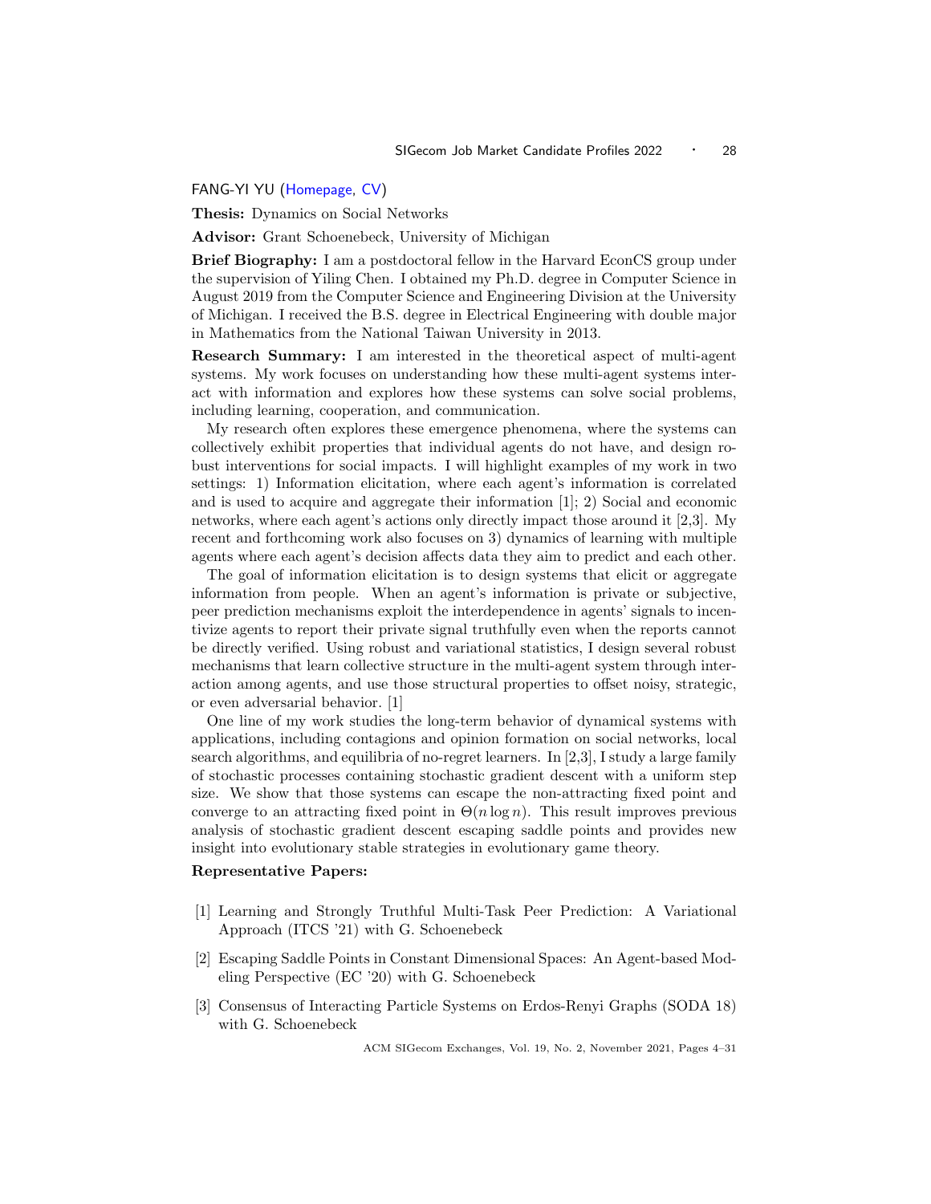FANG-YI YU (Homepage, CV)

**Thesis:** Dynamics on Social Networks

**Advisor:** Grant Schoenebeck, University of Michigan

**Brief Biography:** I am a postdoctoral fellow in the Harvard EconCS group under the supervision of Yiling Chen. I obtained my Ph.D. degree in Computer Science in August 2019 from the Computer Science and Engineering Division at the University of Michigan. I received the B.S. degree in Electrical Engineering with double major in Mathematics from the National Taiwan University in 2013.

**Research Summary:** I am interested in the theoretical aspect of multi-agent systems. My work focuses on understanding how these multi-agent systems interact with information and explores how these systems can solve social problems, including learning, cooperation, and communication.

My research often explores these emergence phenomena, where the systems can collectively exhibit properties that individual agents do not have, and design robust interventions for social impacts. I will highlight examples of my work in two settings: 1) Information elicitation, where each agent's information is correlated and is used to acquire and aggregate their information [1]; 2) Social and economic networks, where each agent's actions only directly impact those around it [2,3]. My recent and forthcoming work also focuses on 3) dynamics of learning with multiple agents where each agent's decision affects data they aim to predict and each other.

The goal of information elicitation is to design systems that elicit or aggregate information from people. When an agent's information is private or subjective, peer prediction mechanisms exploit the interdependence in agents' signals to incentivize agents to report their private signal truthfully even when the reports cannot be directly verified. Using robust and variational statistics, I design several robust mechanisms that learn collective structure in the multi-agent system through interaction among agents, and use those structural properties to offset noisy, strategic, or even adversarial behavior. [1]

One line of my work studies the long-term behavior of dynamical systems with applications, including contagions and opinion formation on social networks, local search algorithms, and equilibria of no-regret learners. In [2,3], I study a large family of stochastic processes containing stochastic gradient descent with a uniform step size. We show that those systems can escape the non-attracting fixed point and converge to an attracting fixed point in $\Theta(n \log n)$. This result improves previous analysis of stochastic gradient descent escaping saddle points and provides new insight into evolutionary stable strategies in evolutionary game theory.

**Representative Papers:**

[1] Learning and Strongly Truthful Multi-Task Peer Prediction: A Variational Approach (ITCS '21) with G. Schoenebeck

[2] Escaping Saddle Points in Constant Dimensional Spaces: An Agent-based Modeling Perspective (EC '20) with G. Schoenebeck

[3] Consensus of Interacting Particle Systems on Erdos-Renyi Graphs (SODA 18) with G. Schoenebeck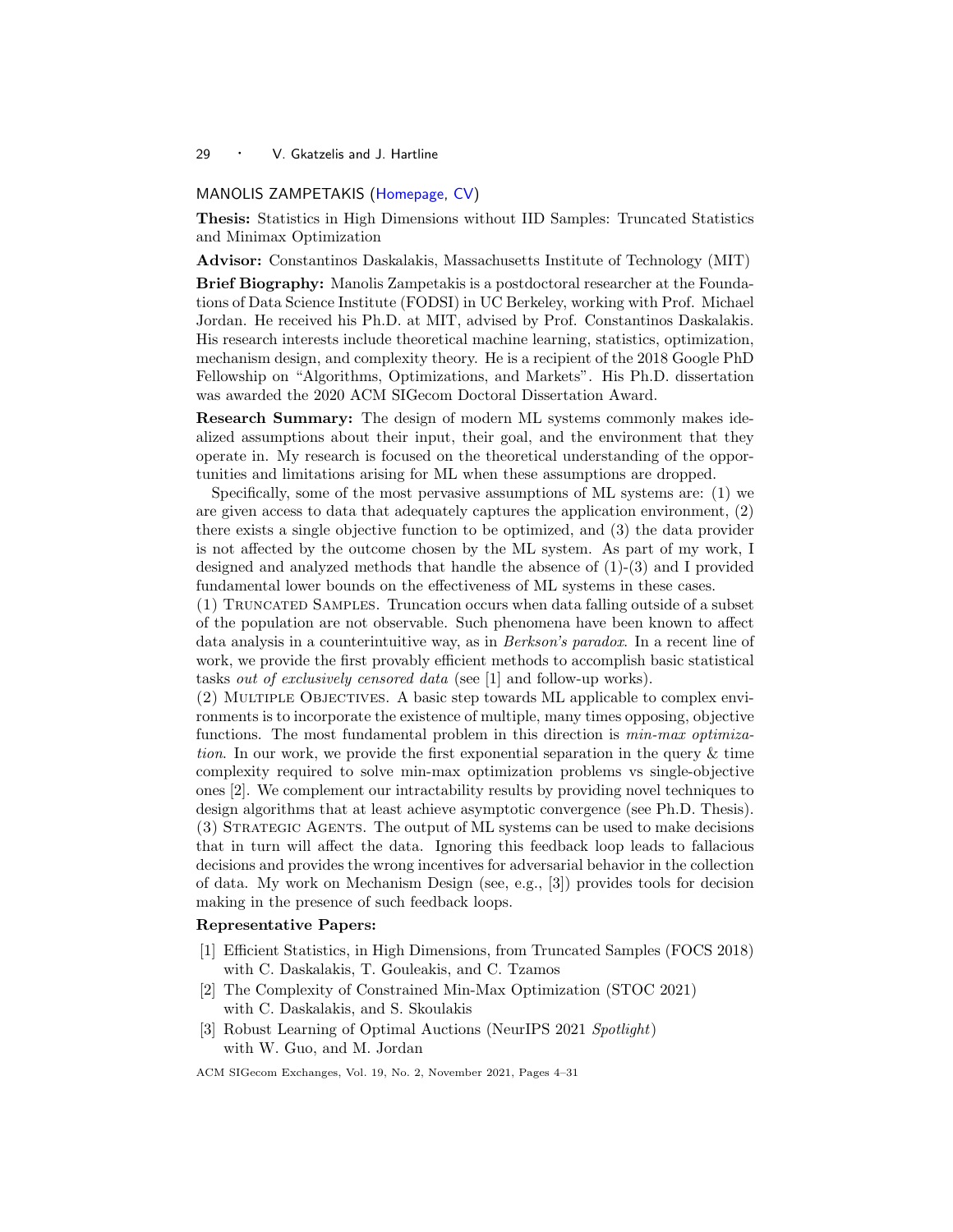## MANOLIS ZAMPETAKIS (Homepage, CV)

**Thesis:** Statistics in High Dimensions without IID Samples: Truncated Statistics and Minimax Optimization

**Advisor:** Constantinos Daskalakis, Massachusetts Institute of Technology (MIT)

**Brief Biography:** Manolis Zampetakis is a postdoctoral researcher at the Foundations of Data Science Institute (FODSI) in UC Berkeley, working with Prof. Michael Jordan. He received his Ph.D. at MIT, advised by Prof. Constantinos Daskalakis. His research interests include theoretical machine learning, statistics, optimization, mechanism design, and complexity theory. He is a recipient of the 2018 Google PhD Fellowship on "Algorithms, Optimizations, and Markets". His Ph.D. dissertation was awarded the 2020 ACM SIGecom Doctoral Dissertation Award.

**Research Summary:** The design of modern ML systems commonly makes idealized assumptions about their input, their goal, and the environment that they operate in. My research is focused on the theoretical understanding of the opportunities and limitations arising for ML when these assumptions are dropped.

Specifically, some of the most pervasive assumptions of ML systems are: (1) we are given access to data that adequately captures the application environment, (2) there exists a single objective function to be optimized, and (3) the data provider is not affected by the outcome chosen by the ML system. As part of my work, I designed and analyzed methods that handle the absence of (1)-(3) and I provided fundamental lower bounds on the effectiveness of ML systems in these cases.

(1) Truncated Samples. Truncation occurs when data falling outside of a subset of the population are not observable. Such phenomena have been known to affect data analysis in a counterintuitive way, as in *Berkson's paradox*. In a recent line of work, we provide the first provably efficient methods to accomplish basic statistical tasks *out of exclusively censored data* (see [1] and follow-up works).

(2) Multiple Objectives. A basic step towards ML applicable to complex environments is to incorporate the existence of multiple, many times opposing, objective functions. The most fundamental problem in this direction is *min-max optimization*. In our work, we provide the first exponential separation in the query & time complexity required to solve min-max optimization problems vs single-objective ones [2]. We complement our intractability results by providing novel techniques to design algorithms that at least achieve asymptotic convergence (see Ph.D. Thesis).

(3) Strategic Agents. The output of ML systems can be used to make decisions that in turn will affect the data. Ignoring this feedback loop leads to fallacious decisions and provides the wrong incentives for adversarial behavior in the collection of data. My work on Mechanism Design (see, e.g., [3]) provides tools for decision making in the presence of such feedback loops.

**Representative Papers:**

[1] Efficient Statistics, in High Dimensions, from Truncated Samples (FOCS 2018) with C. Daskalakis, T. Gouleakis, and C. Tzamos

[2] The Complexity of Constrained Min-Max Optimization (STOC 2021) with C. Daskalakis, and S. Skoulakis

[3] Robust Learning of Optimal Auctions (NeurIPS 2021 *Spotlight*) with W. Guo, and M. Jordan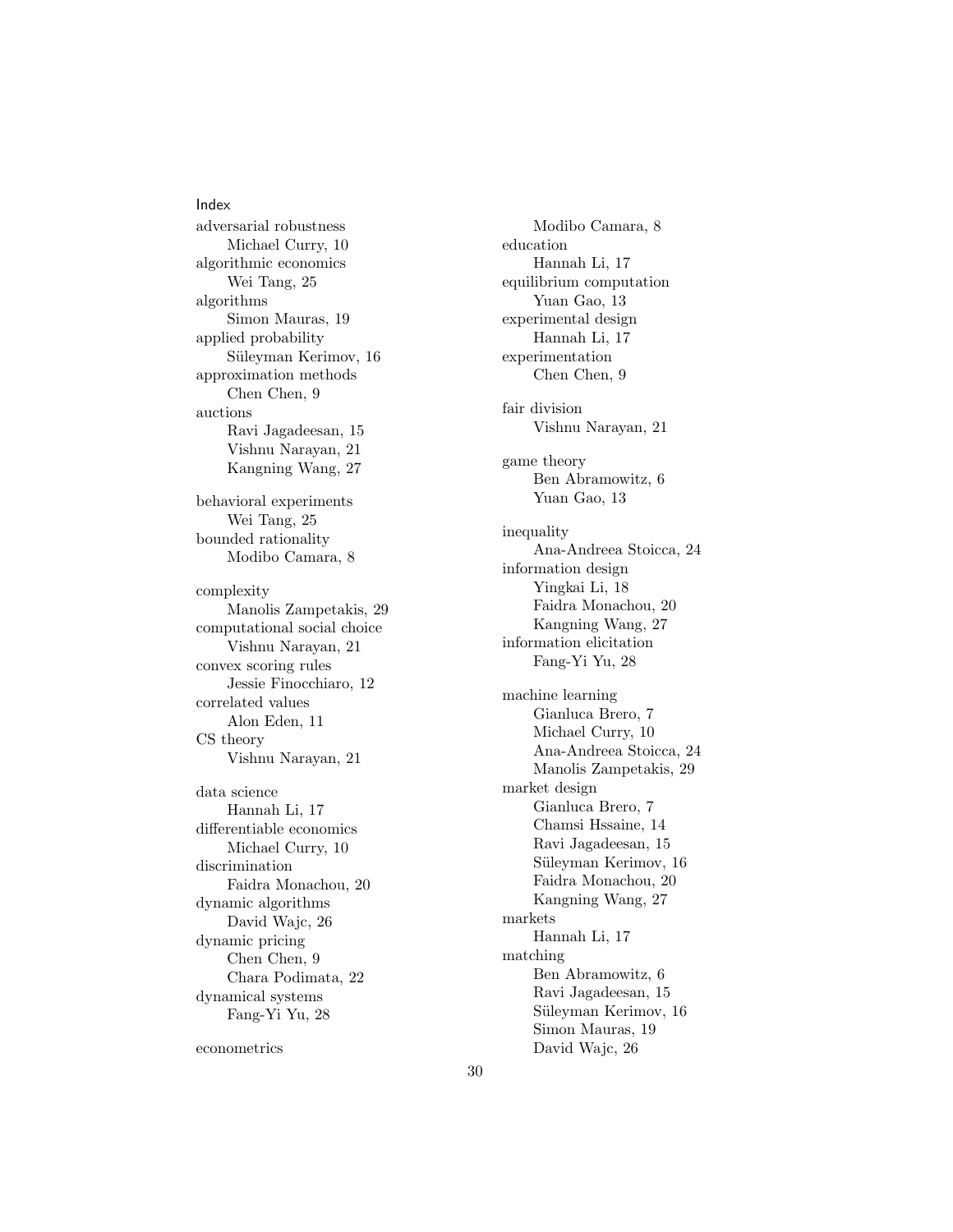# Index

adversarial robustness
- Michael Curry, 10

algorithmic economics
- Wei Tang, 25

algorithms
- Simon Mauras, 19

applied probability
- Süleyman Kerimov, 16

approximation methods
- Chen Chen, 9

auctions
- Ravi Jagadeesan, 15
- Vishnu Narayan, 21
- Kangning Wang, 27

behavioral experiments
- Wei Tang, 25

bounded rationality
- Modibo Camara, 8

complexity
- Manolis Zampetakis, 29

computational social choice
- Vishnu Narayan, 21

convex scoring rules
- Jessie Finocchiaro, 12

correlated values
- Alon Eden, 11

CS theory
- Vishnu Narayan, 21

data science
- Hannah Li, 17

differentiable economics
- Michael Curry, 10

discrimination
- Faidra Monachou, 20

dynamic algorithms
- David Wajc, 26

dynamic pricing
- Chen Chen, 9
- Chara Podimata, 22

dynamical systems
- Fang-Yi Yu, 28

econometrics
- Modibo Camara, 8

education
- Hannah Li, 17

equilibrium computation
- Yuan Gao, 13

experimental design
- Hannah Li, 17

experimentation
- Chen Chen, 9

fair division
- Vishnu Narayan, 21

game theory
- Ben Abramowitz, 6
- Yuan Gao, 13

inequality
- Ana-Andreea Stoicca, 24

information design
- Yingkai Li, 18
- Faidra Monachou, 20
- Kangning Wang, 27

information elicitation
- Fang-Yi Yu, 28

machine learning
- Gianluca Brero, 7
- Michael Curry, 10
- Ana-Andreea Stoicca, 24
- Manolis Zampetakis, 29

market design
- Gianluca Brero, 7
- Chamsi Hssaine, 14
- Ravi Jagadeesan, 15
- Süleyman Kerimov, 16
- Faidra Monachou, 20
- Kangning Wang, 27

markets
- Hannah Li, 17

matching
- Ben Abramowitz, 6
- Ravi Jagadeesan, 15
- Süleyman Kerimov, 16
- Simon Mauras, 19
- David Wajc, 26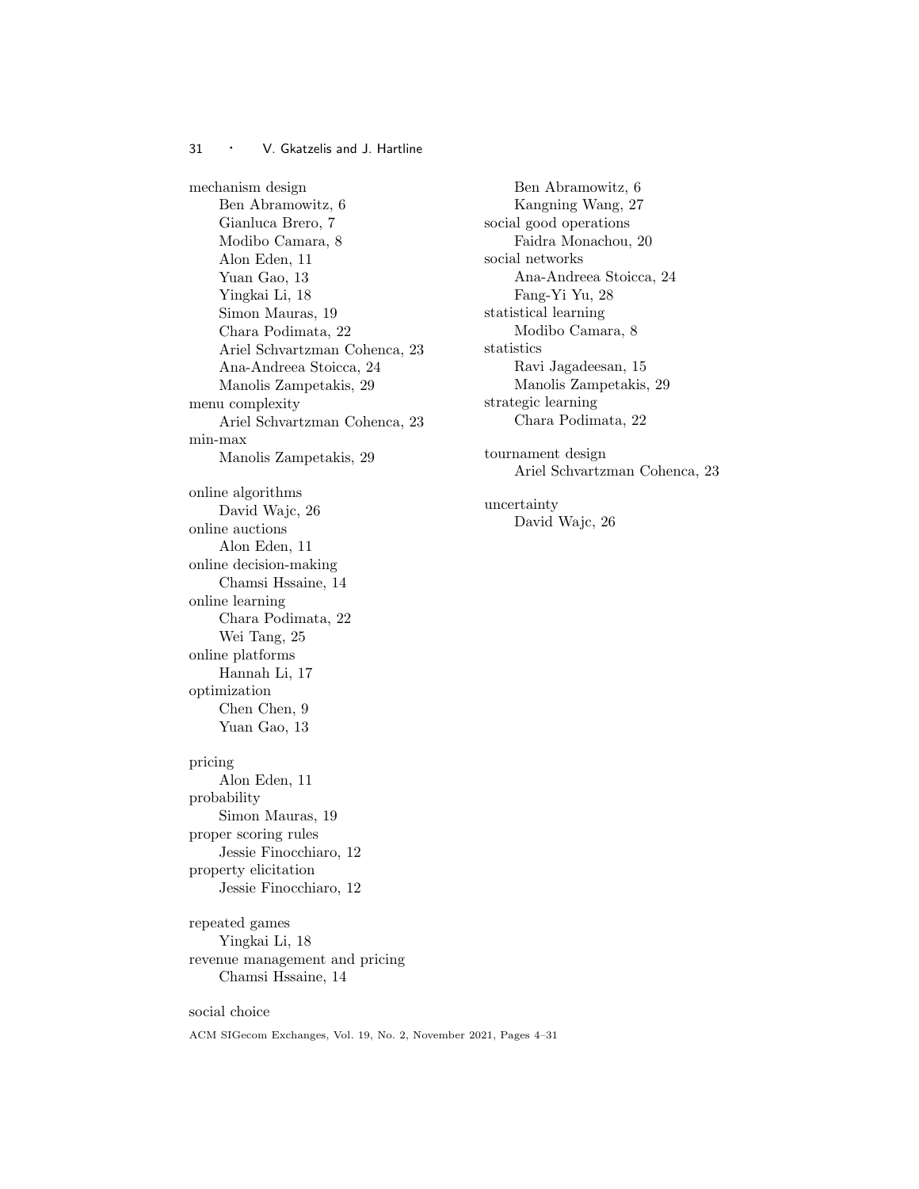mechanism design
  Ben Abramowitz, 6
  Gianluca Brero, 7
  Modibo Camara, 8
  Alon Eden, 11
  Yuan Gao, 13
  Yingkai Li, 18
  Simon Mauras, 19
  Chara Podimata, 22
  Ariel Schvartzman Cohenca, 23
  Ana-Andreea Stoicca, 24
  Manolis Zampetakis, 29
menu complexity
  Ariel Schvartzman Cohenca, 23
min-max
  Manolis Zampetakis, 29

online algorithms
  David Wajc, 26
online auctions
  Alon Eden, 11
online decision-making
  Chamsi Hssaine, 14
online learning
  Chara Podimata, 22
  Wei Tang, 25
online platforms
  Hannah Li, 17
optimization
  Chen Chen, 9
  Yuan Gao, 13

pricing
  Alon Eden, 11
probability
  Simon Mauras, 19
proper scoring rules
  Jessie Finocchiaro, 12
property elicitation
  Jessie Finocchiaro, 12

repeated games
  Yingkai Li, 18
revenue management and pricing
  Chamsi Hssaine, 14

social choice
  Ben Abramowitz, 6
  Kangning Wang, 27
social good operations
  Faidra Monachou, 20
social networks
  Ana-Andreea Stoicca, 24
  Fang-Yi Yu, 28
statistical learning
  Modibo Camara, 8
statistics
  Ravi Jagadeesan, 15
  Manolis Zampetakis, 29
strategic learning
  Chara Podimata, 22

tournament design
  Ariel Schvartzman Cohenca, 23

uncertainty
  David Wajc, 26